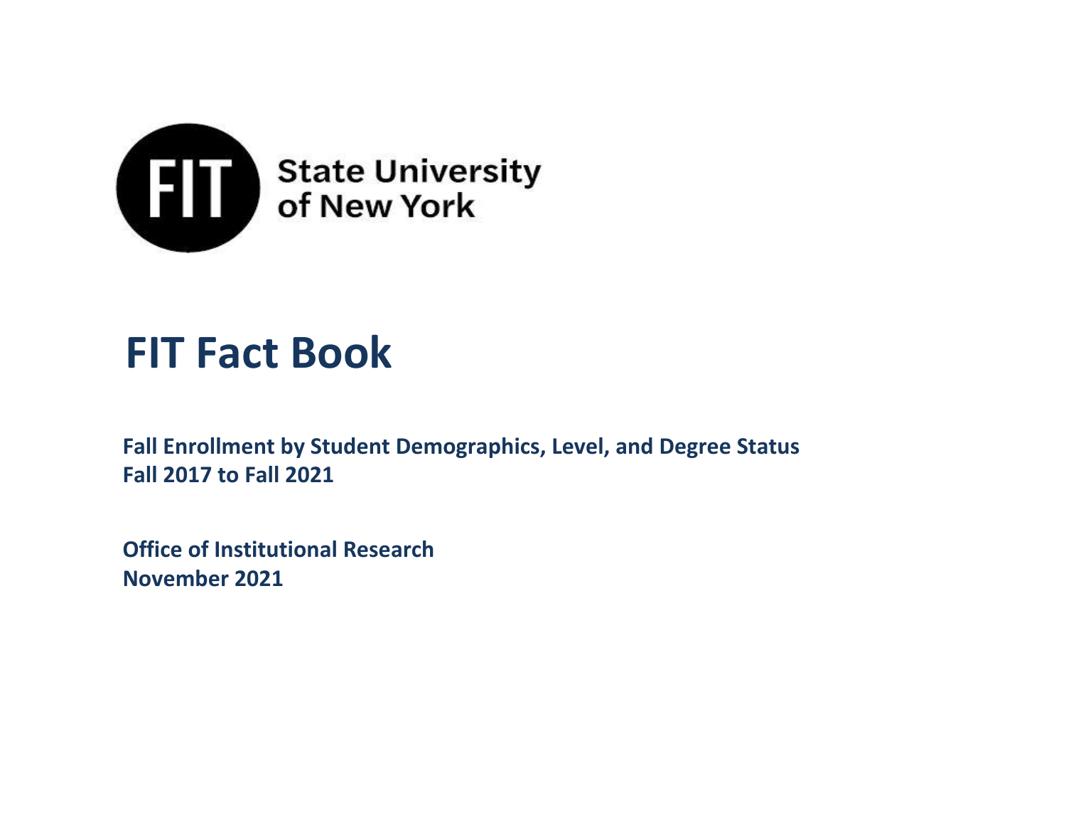FIT State University of New York

# FIT Fact Book

**Fall Enrollment by Student Demographics, Level, and Degree Status**
**Fall 2017 to Fall 2021**

**Office of Institutional Research**
**November 2021**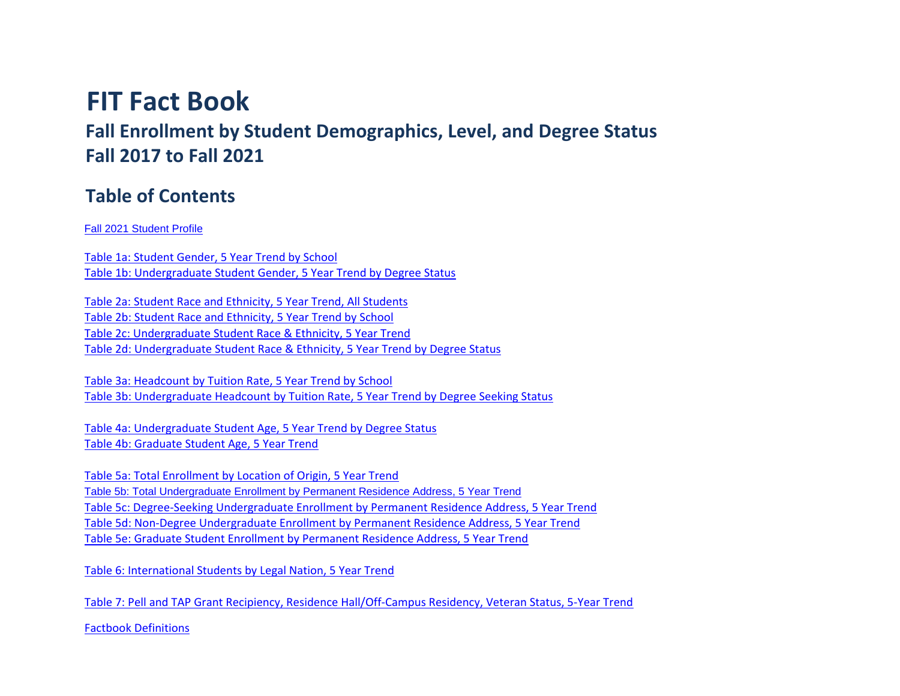# FIT Fact Book

## Fall Enrollment by Student Demographics, Level, and Degree Status
## Fall 2017 to Fall 2021

## Table of Contents

Fall 2021 Student Profile

Table 1a: Student Gender, 5 Year Trend by School
Table 1b: Undergraduate Student Gender, 5 Year Trend by Degree Status

Table 2a: Student Race and Ethnicity, 5 Year Trend, All Students
Table 2b: Student Race and Ethnicity, 5 Year Trend by School
Table 2c: Undergraduate Student Race & Ethnicity, 5 Year Trend
Table 2d: Undergraduate Student Race & Ethnicity, 5 Year Trend by Degree Status

Table 3a: Headcount by Tuition Rate, 5 Year Trend by School
Table 3b: Undergraduate Headcount by Tuition Rate, 5 Year Trend by Degree Seeking Status

Table 4a: Undergraduate Student Age, 5 Year Trend by Degree Status
Table 4b: Graduate Student Age, 5 Year Trend

Table 5a: Total Enrollment by Location of Origin, 5 Year Trend
Table 5b: Total Undergraduate Enrollment by Permanent Residence Address, 5 Year Trend
Table 5c: Degree-Seeking Undergraduate Enrollment by Permanent Residence Address, 5 Year Trend
Table 5d: Non-Degree Undergraduate Enrollment by Permanent Residence Address, 5 Year Trend
Table 5e: Graduate Student Enrollment by Permanent Residence Address, 5 Year Trend

Table 6: International Students by Legal Nation, 5 Year Trend

Table 7: Pell and TAP Grant Recipiency, Residence Hall/Off-Campus Residency, Veteran Status, 5-Year Trend

Factbook Definitions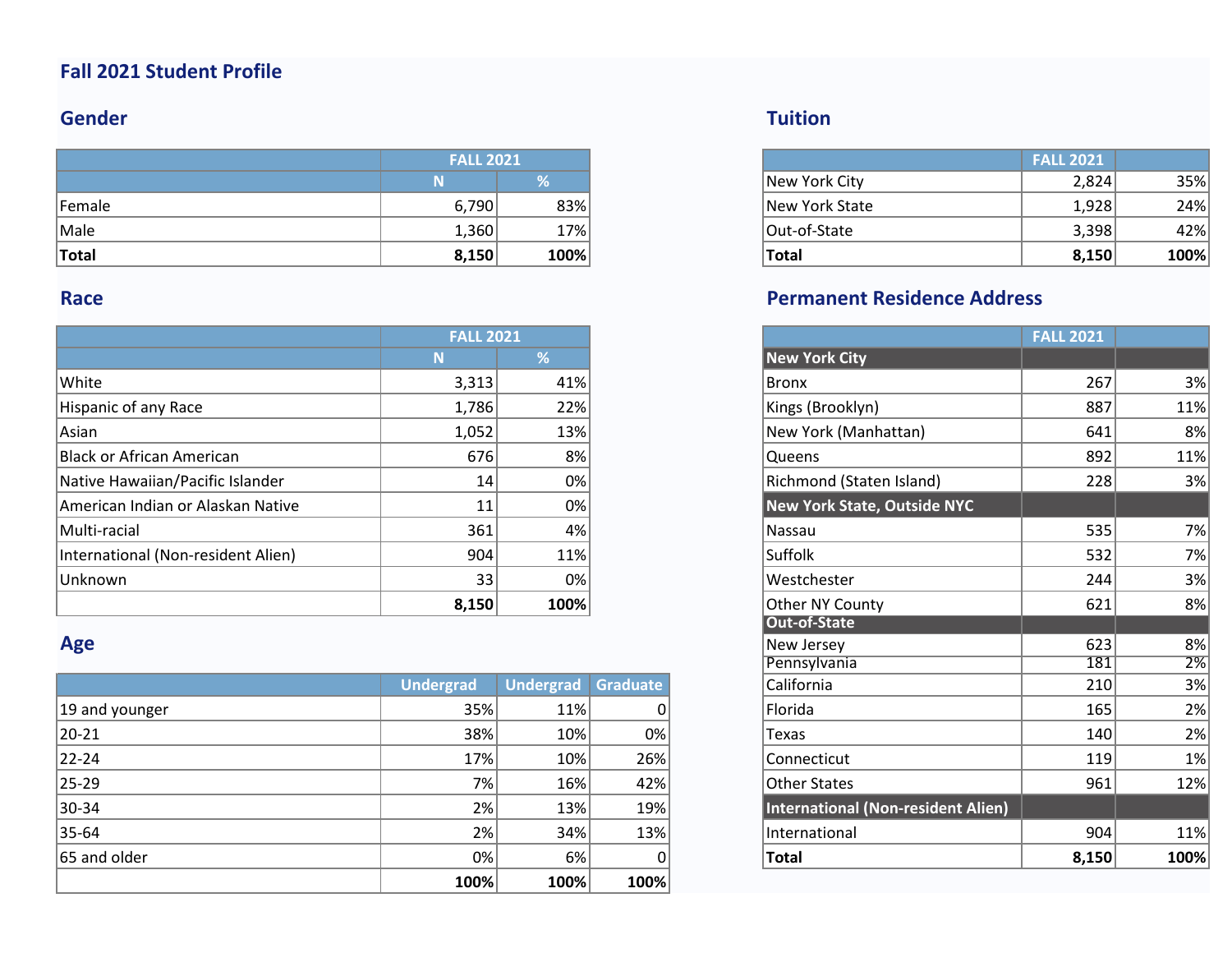# Fall 2021 Student Profile

## Gender

| | FALL 2021 | |
|---|---|---|
| | N | % |
| Female | 6,790 | 83% |
| Male | 1,360 | 17% |
| **Total** | **8,150** | **100%** |

## Race

| | FALL 2021 | |
|---|---|---|
| | N | % |
| White | 3,313 | 41% |
| Hispanic of any Race | 1,786 | 22% |
| Asian | 1,052 | 13% |
| Black or African American | 676 | 8% |
| Native Hawaiian/Pacific Islander | 14 | 0% |
| American Indian or Alaskan Native | 11 | 0% |
| Multi-racial | 361 | 4% |
| International (Non-resident Alien) | 904 | 11% |
| Unknown | 33 | 0% |
| | **8,150** | **100%** |

## Age

| | Undergrad | Undergrad | Graduate |
|---|---|---|---|
| 19 and younger | 35% | 11% | 0 |
| 20-21 | 38% | 10% | 0% |
| 22-24 | 17% | 10% | 26% |
| 25-29 | 7% | 16% | 42% |
| 30-34 | 2% | 13% | 19% |
| 35-64 | 2% | 34% | 13% |
| 65 and older | 0% | 6% | 0 |
| | **100%** | **100%** | **100%** |

## Tuition

| | FALL 2021 | |
|---|---|---|
| New York City | 2,824 | 35% |
| New York State | 1,928 | 24% |
| Out-of-State | 3,398 | 42% |
| **Total** | **8,150** | **100%** |

## Permanent Residence Address

| | FALL 2021 | |
|---|---|---|
| **New York City** | | |
| Bronx | 267 | 3% |
| Kings (Brooklyn) | 887 | 11% |
| New York (Manhattan) | 641 | 8% |
| Queens | 892 | 11% |
| Richmond (Staten Island) | 228 | 3% |
| **New York State, Outside NYC** | | |
| Nassau | 535 | 7% |
| Suffolk | 532 | 7% |
| Westchester | 244 | 3% |
| Other NY County | 621 | 8% |
| **Out-of-State** | | |
| New Jersey | 623 | 8% |
| Pennsylvania | 181 | 2% |
| California | 210 | 3% |
| Florida | 165 | 2% |
| Texas | 140 | 2% |
| Connecticut | 119 | 1% |
| Other States | 961 | 12% |
| **International (Non-resident Alien)** | | |
| International | 904 | 11% |
| **Total** | **8,150** | **100%** |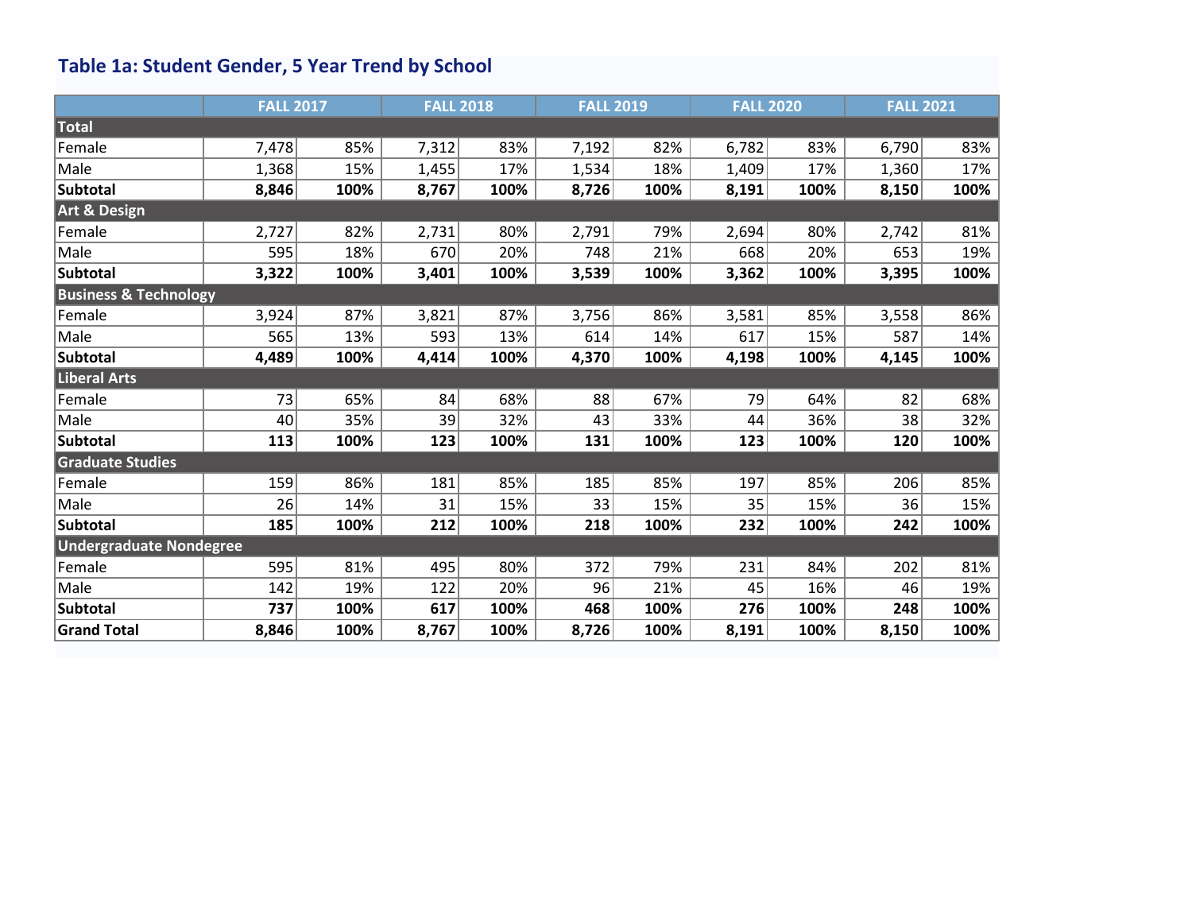## Table 1a: Student Gender, 5 Year Trend by School

| | FALL 2017 | | FALL 2018 | | FALL 2019 | | FALL 2020 | | FALL 2021 | |
|---|---|---|---|---|---|---|---|---|---|---|
| **Total** | | | | | | | | | | |
| Female | 7,478 | 85% | 7,312 | 83% | 7,192 | 82% | 6,782 | 83% | 6,790 | 83% |
| Male | 1,368 | 15% | 1,455 | 17% | 1,534 | 18% | 1,409 | 17% | 1,360 | 17% |
| **Subtotal** | **8,846** | **100%** | **8,767** | **100%** | **8,726** | **100%** | **8,191** | **100%** | **8,150** | **100%** |
| **Art & Design** | | | | | | | | | | |
| Female | 2,727 | 82% | 2,731 | 80% | 2,791 | 79% | 2,694 | 80% | 2,742 | 81% |
| Male | 595 | 18% | 670 | 20% | 748 | 21% | 668 | 20% | 653 | 19% |
| **Subtotal** | **3,322** | **100%** | **3,401** | **100%** | **3,539** | **100%** | **3,362** | **100%** | **3,395** | **100%** |
| **Business & Technology** | | | | | | | | | | |
| Female | 3,924 | 87% | 3,821 | 87% | 3,756 | 86% | 3,581 | 85% | 3,558 | 86% |
| Male | 565 | 13% | 593 | 13% | 614 | 14% | 617 | 15% | 587 | 14% |
| **Subtotal** | **4,489** | **100%** | **4,414** | **100%** | **4,370** | **100%** | **4,198** | **100%** | **4,145** | **100%** |
| **Liberal Arts** | | | | | | | | | | |
| Female | 73 | 65% | 84 | 68% | 88 | 67% | 79 | 64% | 82 | 68% |
| Male | 40 | 35% | 39 | 32% | 43 | 33% | 44 | 36% | 38 | 32% |
| **Subtotal** | **113** | **100%** | **123** | **100%** | **131** | **100%** | **123** | **100%** | **120** | **100%** |
| **Graduate Studies** | | | | | | | | | | |
| Female | 159 | 86% | 181 | 85% | 185 | 85% | 197 | 85% | 206 | 85% |
| Male | 26 | 14% | 31 | 15% | 33 | 15% | 35 | 15% | 36 | 15% |
| **Subtotal** | **185** | **100%** | **212** | **100%** | **218** | **100%** | **232** | **100%** | **242** | **100%** |
| **Undergraduate Nondegree** | | | | | | | | | | |
| Female | 595 | 81% | 495 | 80% | 372 | 79% | 231 | 84% | 202 | 81% |
| Male | 142 | 19% | 122 | 20% | 96 | 21% | 45 | 16% | 46 | 19% |
| **Subtotal** | **737** | **100%** | **617** | **100%** | **468** | **100%** | **276** | **100%** | **248** | **100%** |
| **Grand Total** | **8,846** | **100%** | **8,767** | **100%** | **8,726** | **100%** | **8,191** | **100%** | **8,150** | **100%** |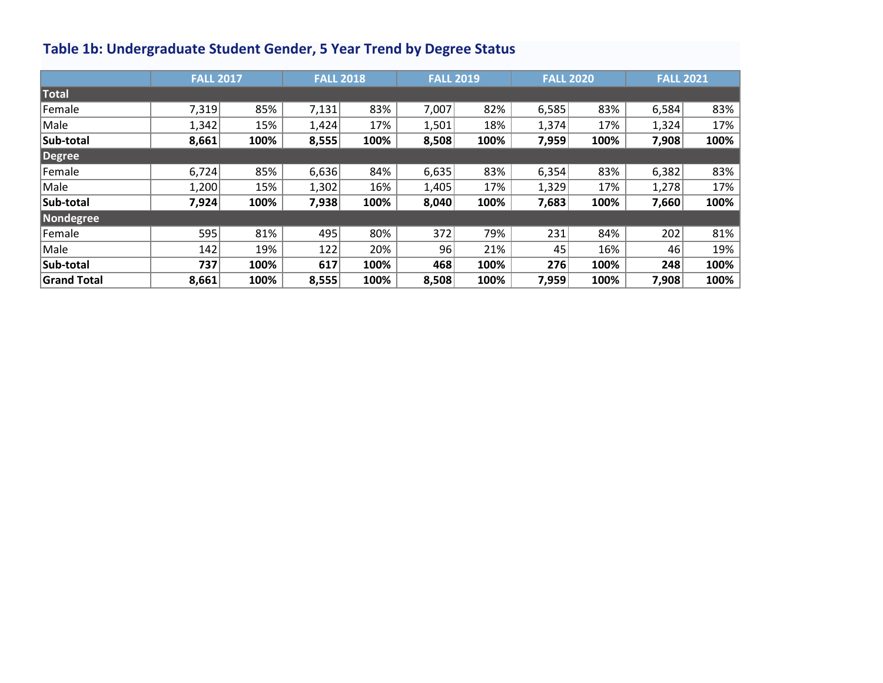### Table 1b: Undergraduate Student Gender, 5 Year Trend by Degree Status

| | FALL 2017 | | FALL 2018 | | FALL 2019 | | FALL 2020 | | FALL 2021 | |
|---|---|---|---|---|---|---|---|---|---|---|
| **Total** | | | | | | | | | | |
| Female | 7,319 | 85% | 7,131 | 83% | 7,007 | 82% | 6,585 | 83% | 6,584 | 83% |
| Male | 1,342 | 15% | 1,424 | 17% | 1,501 | 18% | 1,374 | 17% | 1,324 | 17% |
| **Sub-total** | **8,661** | **100%** | **8,555** | **100%** | **8,508** | **100%** | **7,959** | **100%** | **7,908** | **100%** |
| **Degree** | | | | | | | | | | |
| Female | 6,724 | 85% | 6,636 | 84% | 6,635 | 83% | 6,354 | 83% | 6,382 | 83% |
| Male | 1,200 | 15% | 1,302 | 16% | 1,405 | 17% | 1,329 | 17% | 1,278 | 17% |
| **Sub-total** | **7,924** | **100%** | **7,938** | **100%** | **8,040** | **100%** | **7,683** | **100%** | **7,660** | **100%** |
| **Nondegree** | | | | | | | | | | |
| Female | 595 | 81% | 495 | 80% | 372 | 79% | 231 | 84% | 202 | 81% |
| Male | 142 | 19% | 122 | 20% | 96 | 21% | 45 | 16% | 46 | 19% |
| **Sub-total** | **737** | **100%** | **617** | **100%** | **468** | **100%** | **276** | **100%** | **248** | **100%** |
| **Grand Total** | **8,661** | **100%** | **8,555** | **100%** | **8,508** | **100%** | **7,959** | **100%** | **7,908** | **100%** |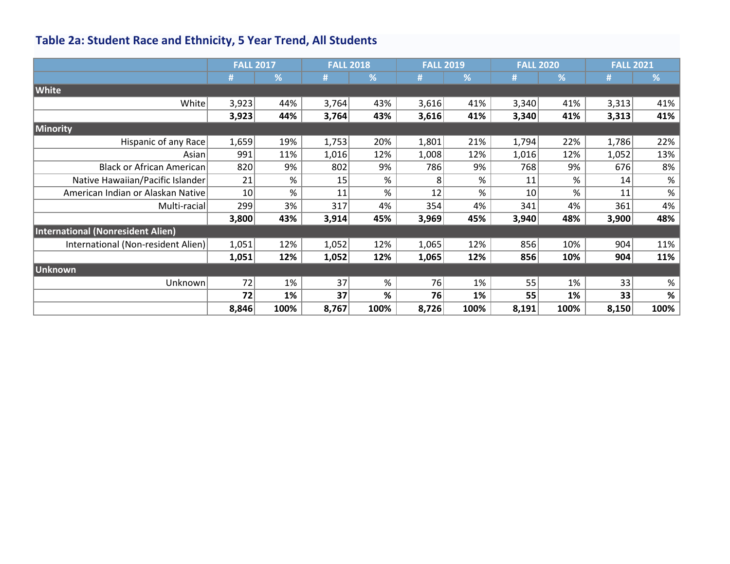## Table 2a: Student Race and Ethnicity, 5 Year Trend, All Students

| | FALL 2017 | | FALL 2018 | | FALL 2019 | | FALL 2020 | | FALL 2021 | |
|---|---|---|---|---|---|---|---|---|---|---|
| | # | % | # | % | # | % | # | % | # | % |
| **White** | | | | | | | | | | |
| White | 3,923 | 44% | 3,764 | 43% | 3,616 | 41% | 3,340 | 41% | 3,313 | 41% |
| | **3,923** | **44%** | **3,764** | **43%** | **3,616** | **41%** | **3,340** | **41%** | **3,313** | **41%** |
| **Minority** | | | | | | | | | | |
| Hispanic of any Race | 1,659 | 19% | 1,753 | 20% | 1,801 | 21% | 1,794 | 22% | 1,786 | 22% |
| Asian | 991 | 11% | 1,016 | 12% | 1,008 | 12% | 1,016 | 12% | 1,052 | 13% |
| Black or African American | 820 | 9% | 802 | 9% | 786 | 9% | 768 | 9% | 676 | 8% |
| Native Hawaiian/Pacific Islander | 21 | % | 15 | % | 8 | % | 11 | % | 14 | % |
| American Indian or Alaskan Native | 10 | % | 11 | % | 12 | % | 10 | % | 11 | % |
| Multi-racial | 299 | 3% | 317 | 4% | 354 | 4% | 341 | 4% | 361 | 4% |
| | **3,800** | **43%** | **3,914** | **45%** | **3,969** | **45%** | **3,940** | **48%** | **3,900** | **48%** |
| **International (Nonresident Alien)** | | | | | | | | | | |
| International (Non-resident Alien) | 1,051 | 12% | 1,052 | 12% | 1,065 | 12% | 856 | 10% | 904 | 11% |
| | **1,051** | **12%** | **1,052** | **12%** | **1,065** | **12%** | **856** | **10%** | **904** | **11%** |
| **Unknown** | | | | | | | | | | |
| Unknown | 72 | 1% | 37 | % | 76 | 1% | 55 | 1% | 33 | % |
| | **72** | **1%** | **37** | **%** | **76** | **1%** | **55** | **1%** | **33** | **%** |
| | **8,846** | **100%** | **8,767** | **100%** | **8,726** | **100%** | **8,191** | **100%** | **8,150** | **100%** |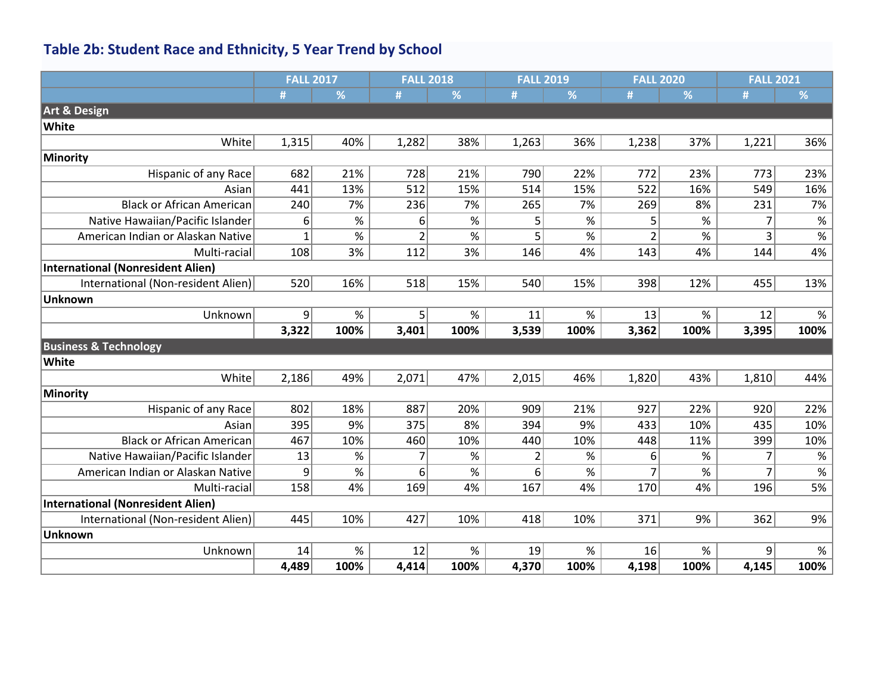## Table 2b: Student Race and Ethnicity, 5 Year Trend by School

| | FALL 2017 | | FALL 2018 | | FALL 2019 | | FALL 2020 | | FALL 2021 | |
|---|---|---|---|---|---|---|---|---|---|---|
| | # | % | # | % | # | % | # | % | # | % |
| **Art & Design** | | | | | | | | | | |
| **White** | | | | | | | | | | |
| White | 1,315 | 40% | 1,282 | 38% | 1,263 | 36% | 1,238 | 37% | 1,221 | 36% |
| **Minority** | | | | | | | | | | |
| Hispanic of any Race | 682 | 21% | 728 | 21% | 790 | 22% | 772 | 23% | 773 | 23% |
| Asian | 441 | 13% | 512 | 15% | 514 | 15% | 522 | 16% | 549 | 16% |
| Black or African American | 240 | 7% | 236 | 7% | 265 | 7% | 269 | 8% | 231 | 7% |
| Native Hawaiian/Pacific Islander | 6 | % | 6 | % | 5 | % | 5 | % | 7 | % |
| American Indian or Alaskan Native | 1 | % | 2 | % | 5 | % | 2 | % | 3 | % |
| Multi-racial | 108 | 3% | 112 | 3% | 146 | 4% | 143 | 4% | 144 | 4% |
| **International (Nonresident Alien)** | | | | | | | | | | |
| International (Non-resident Alien) | 520 | 16% | 518 | 15% | 540 | 15% | 398 | 12% | 455 | 13% |
| **Unknown** | | | | | | | | | | |
| Unknown | 9 | % | 5 | % | 11 | % | 13 | % | 12 | % |
| | **3,322** | **100%** | **3,401** | **100%** | **3,539** | **100%** | **3,362** | **100%** | **3,395** | **100%** |
| **Business & Technology** | | | | | | | | | | |
| **White** | | | | | | | | | | |
| White | 2,186 | 49% | 2,071 | 47% | 2,015 | 46% | 1,820 | 43% | 1,810 | 44% |
| **Minority** | | | | | | | | | | |
| Hispanic of any Race | 802 | 18% | 887 | 20% | 909 | 21% | 927 | 22% | 920 | 22% |
| Asian | 395 | 9% | 375 | 8% | 394 | 9% | 433 | 10% | 435 | 10% |
| Black or African American | 467 | 10% | 460 | 10% | 440 | 10% | 448 | 11% | 399 | 10% |
| Native Hawaiian/Pacific Islander | 13 | % | 7 | % | 2 | % | 6 | % | 7 | % |
| American Indian or Alaskan Native | 9 | % | 6 | % | 6 | % | 7 | % | 7 | % |
| Multi-racial | 158 | 4% | 169 | 4% | 167 | 4% | 170 | 4% | 196 | 5% |
| **International (Nonresident Alien)** | | | | | | | | | | |
| International (Non-resident Alien) | 445 | 10% | 427 | 10% | 418 | 10% | 371 | 9% | 362 | 9% |
| **Unknown** | | | | | | | | | | |
| Unknown | 14 | % | 12 | % | 19 | % | 16 | % | 9 | % |
| | **4,489** | **100%** | **4,414** | **100%** | **4,370** | **100%** | **4,198** | **100%** | **4,145** | **100%** |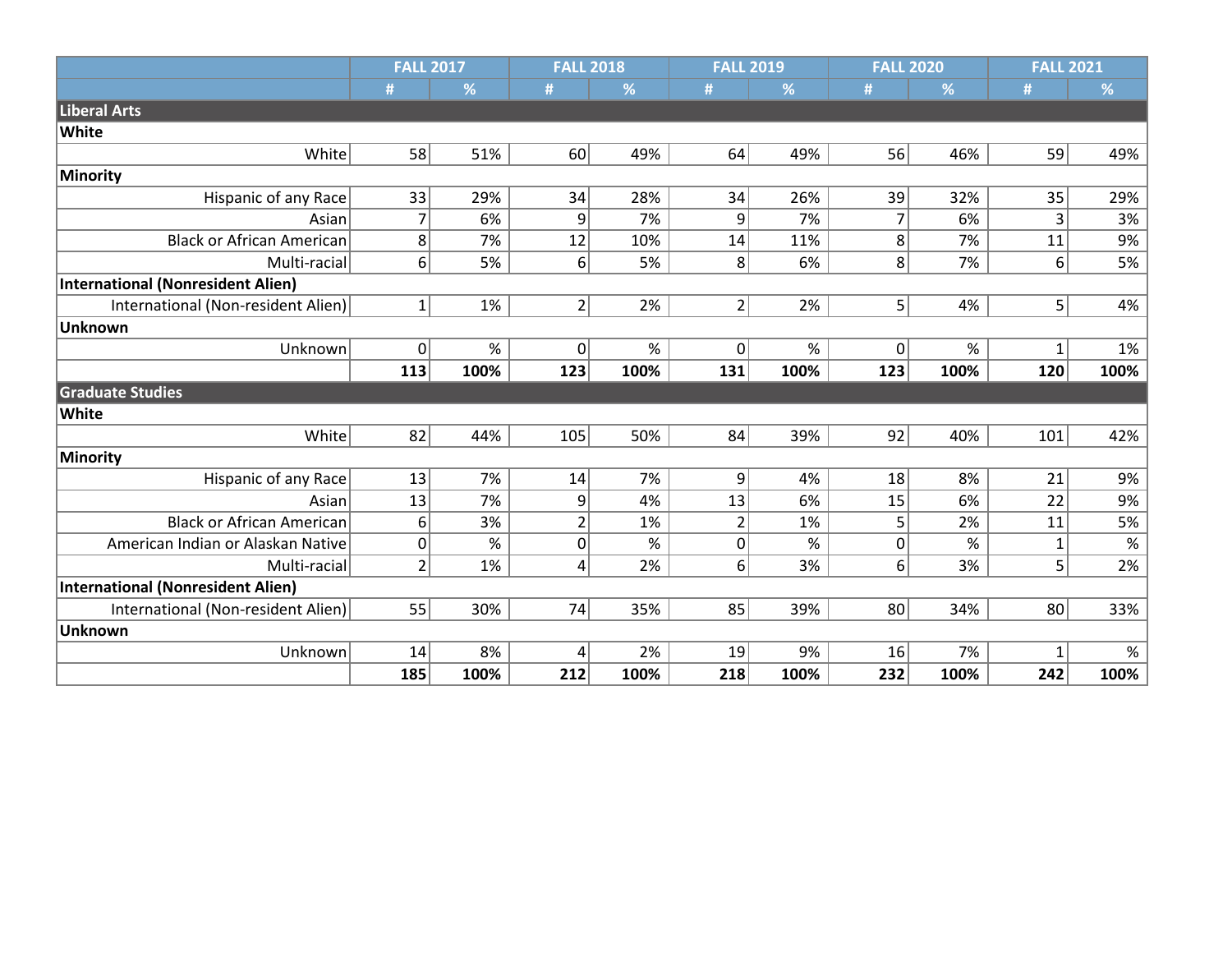| | FALL 2017 | | FALL 2018 | | FALL 2019 | | FALL 2020 | | FALL 2021 | |
|---|---|---|---|---|---|---|---|---|---|---|
| | # | % | # | % | # | % | # | % | # | % |
| **Liberal Arts** | | | | | | | | | | |
| **White** | | | | | | | | | | |
| White | 58 | 51% | 60 | 49% | 64 | 49% | 56 | 46% | 59 | 49% |
| **Minority** | | | | | | | | | | |
| Hispanic of any Race | 33 | 29% | 34 | 28% | 34 | 26% | 39 | 32% | 35 | 29% |
| Asian | 7 | 6% | 9 | 7% | 9 | 7% | 7 | 6% | 3 | 3% |
| Black or African American | 8 | 7% | 12 | 10% | 14 | 11% | 8 | 7% | 11 | 9% |
| Multi-racial | 6 | 5% | 6 | 5% | 8 | 6% | 8 | 7% | 6 | 5% |
| **International (Nonresident Alien)** | | | | | | | | | | |
| International (Non-resident Alien) | 1 | 1% | 2 | 2% | 2 | 2% | 5 | 4% | 5 | 4% |
| **Unknown** | | | | | | | | | | |
| Unknown | 0 | % | 0 | % | 0 | % | 0 | % | 1 | 1% |
| | **113** | **100%** | **123** | **100%** | **131** | **100%** | **123** | **100%** | **120** | **100%** |
| **Graduate Studies** | | | | | | | | | | |
| **White** | | | | | | | | | | |
| White | 82 | 44% | 105 | 50% | 84 | 39% | 92 | 40% | 101 | 42% |
| **Minority** | | | | | | | | | | |
| Hispanic of any Race | 13 | 7% | 14 | 7% | 9 | 4% | 18 | 8% | 21 | 9% |
| Asian | 13 | 7% | 9 | 4% | 13 | 6% | 15 | 6% | 22 | 9% |
| Black or African American | 6 | 3% | 2 | 1% | 2 | 1% | 5 | 2% | 11 | 5% |
| American Indian or Alaskan Native | 0 | % | 0 | % | 0 | % | 0 | % | 1 | % |
| Multi-racial | 2 | 1% | 4 | 2% | 6 | 3% | 6 | 3% | 5 | 2% |
| **International (Nonresident Alien)** | | | | | | | | | | |
| International (Non-resident Alien) | 55 | 30% | 74 | 35% | 85 | 39% | 80 | 34% | 80 | 33% |
| **Unknown** | | | | | | | | | | |
| Unknown | 14 | 8% | 4 | 2% | 19 | 9% | 16 | 7% | 1 | % |
| | **185** | **100%** | **212** | **100%** | **218** | **100%** | **232** | **100%** | **242** | **100%** |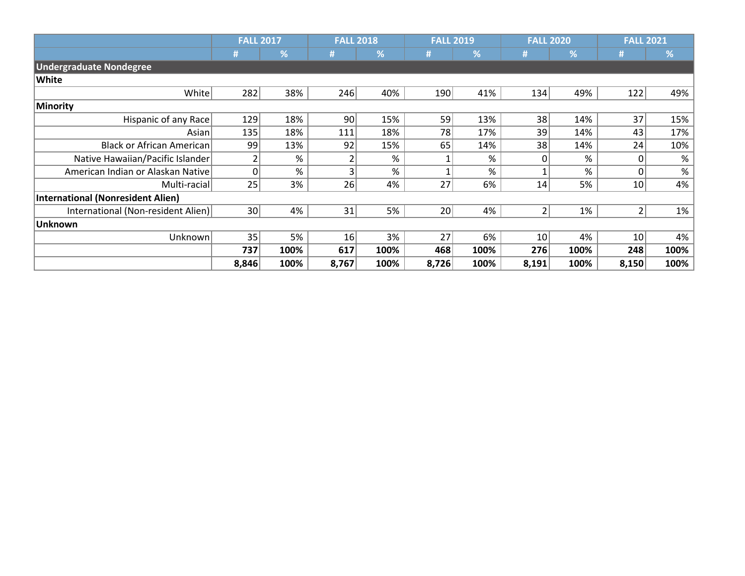| | FALL 2017 | | FALL 2018 | | FALL 2019 | | FALL 2020 | | FALL 2021 | |
|---|---|---|---|---|---|---|---|---|---|---|
| | # | % | # | % | # | % | # | % | # | % |
| **Undergraduate Nondegree** | | | | | | | | | | |
| **White** | | | | | | | | | | |
| White | 282 | 38% | 246 | 40% | 190 | 41% | 134 | 49% | 122 | 49% |
| **Minority** | | | | | | | | | | |
| Hispanic of any Race | 129 | 18% | 90 | 15% | 59 | 13% | 38 | 14% | 37 | 15% |
| Asian | 135 | 18% | 111 | 18% | 78 | 17% | 39 | 14% | 43 | 17% |
| Black or African American | 99 | 13% | 92 | 15% | 65 | 14% | 38 | 14% | 24 | 10% |
| Native Hawaiian/Pacific Islander | 2 | % | 2 | % | 1 | % | 0 | % | 0 | % |
| American Indian or Alaskan Native | 0 | % | 3 | % | 1 | % | 1 | % | 0 | % |
| Multi-racial | 25 | 3% | 26 | 4% | 27 | 6% | 14 | 5% | 10 | 4% |
| **International (Nonresident Alien)** | | | | | | | | | | |
| International (Non-resident Alien) | 30 | 4% | 31 | 5% | 20 | 4% | 2 | 1% | 2 | 1% |
| **Unknown** | | | | | | | | | | |
| Unknown | 35 | 5% | 16 | 3% | 27 | 6% | 10 | 4% | 10 | 4% |
| | **737** | **100%** | **617** | **100%** | **468** | **100%** | **276** | **100%** | **248** | **100%** |
| | **8,846** | **100%** | **8,767** | **100%** | **8,726** | **100%** | **8,191** | **100%** | **8,150** | **100%** |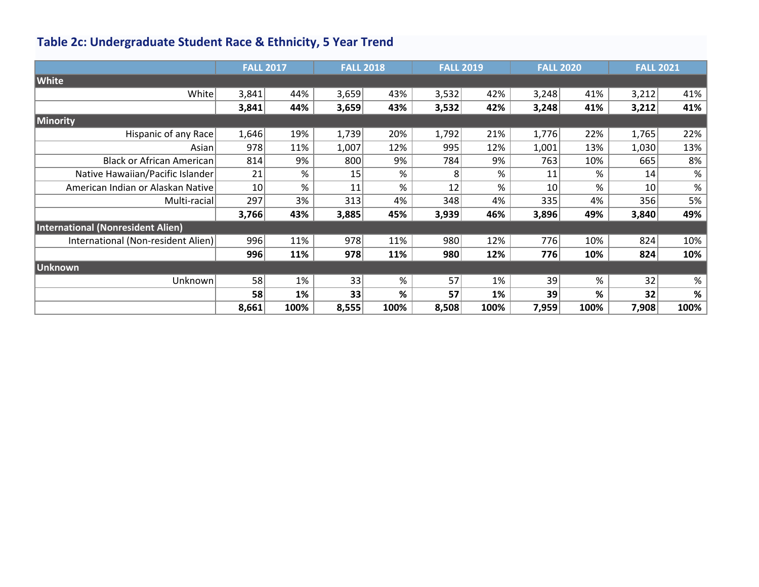## Table 2c: Undergraduate Student Race & Ethnicity, 5 Year Trend

| | FALL 2017 | | FALL 2018 | | FALL 2019 | | FALL 2020 | | FALL 2021 | |
|---|---|---|---|---|---|---|---|---|---|---|
| **White** | | | | | | | | | | |
| White | 3,841 | 44% | 3,659 | 43% | 3,532 | 42% | 3,248 | 41% | 3,212 | 41% |
| | **3,841** | **44%** | **3,659** | **43%** | **3,532** | **42%** | **3,248** | **41%** | **3,212** | **41%** |
| **Minority** | | | | | | | | | | |
| Hispanic of any Race | 1,646 | 19% | 1,739 | 20% | 1,792 | 21% | 1,776 | 22% | 1,765 | 22% |
| Asian | 978 | 11% | 1,007 | 12% | 995 | 12% | 1,001 | 13% | 1,030 | 13% |
| Black or African American | 814 | 9% | 800 | 9% | 784 | 9% | 763 | 10% | 665 | 8% |
| Native Hawaiian/Pacific Islander | 21 | % | 15 | % | 8 | % | 11 | % | 14 | % |
| American Indian or Alaskan Native | 10 | % | 11 | % | 12 | % | 10 | % | 10 | % |
| Multi-racial | 297 | 3% | 313 | 4% | 348 | 4% | 335 | 4% | 356 | 5% |
| | **3,766** | **43%** | **3,885** | **45%** | **3,939** | **46%** | **3,896** | **49%** | **3,840** | **49%** |
| **International (Nonresident Alien)** | | | | | | | | | | |
| International (Non-resident Alien) | 996 | 11% | 978 | 11% | 980 | 12% | 776 | 10% | 824 | 10% |
| | **996** | **11%** | **978** | **11%** | **980** | **12%** | **776** | **10%** | **824** | **10%** |
| **Unknown** | | | | | | | | | | |
| Unknown | 58 | 1% | 33 | % | 57 | 1% | 39 | % | 32 | % |
| | **58** | **1%** | **33** | **%** | **57** | **1%** | **39** | **%** | **32** | **%** |
| | **8,661** | **100%** | **8,555** | **100%** | **8,508** | **100%** | **7,959** | **100%** | **7,908** | **100%** |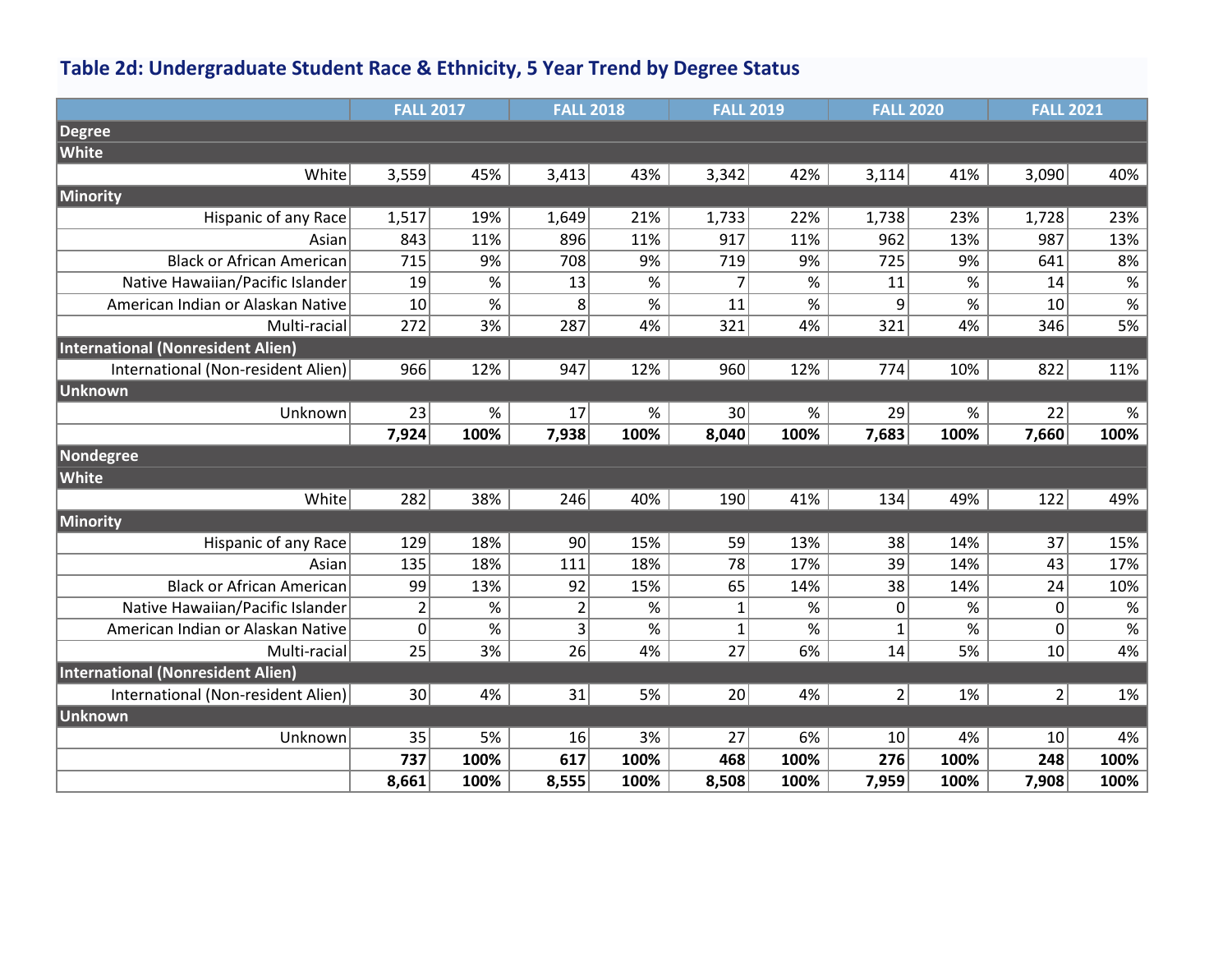## Table 2d: Undergraduate Student Race & Ethnicity, 5 Year Trend by Degree Status

| | FALL 2017 | | FALL 2018 | | FALL 2019 | | FALL 2020 | | FALL 2021 | |
|---|---|---|---|---|---|---|---|---|---|---|
| **Degree** | | | | | | | | | | |
| **White** | | | | | | | | | | |
| White | 3,559 | 45% | 3,413 | 43% | 3,342 | 42% | 3,114 | 41% | 3,090 | 40% |
| **Minority** | | | | | | | | | | |
| Hispanic of any Race | 1,517 | 19% | 1,649 | 21% | 1,733 | 22% | 1,738 | 23% | 1,728 | 23% |
| Asian | 843 | 11% | 896 | 11% | 917 | 11% | 962 | 13% | 987 | 13% |
| Black or African American | 715 | 9% | 708 | 9% | 719 | 9% | 725 | 9% | 641 | 8% |
| Native Hawaiian/Pacific Islander | 19 | % | 13 | % | 7 | % | 11 | % | 14 | % |
| American Indian or Alaskan Native | 10 | % | 8 | % | 11 | % | 9 | % | 10 | % |
| Multi-racial | 272 | 3% | 287 | 4% | 321 | 4% | 321 | 4% | 346 | 5% |
| **International (Nonresident Alien)** | | | | | | | | | | |
| International (Non-resident Alien) | 966 | 12% | 947 | 12% | 960 | 12% | 774 | 10% | 822 | 11% |
| **Unknown** | | | | | | | | | | |
| Unknown | 23 | % | 17 | % | 30 | % | 29 | % | 22 | % |
| | **7,924** | **100%** | **7,938** | **100%** | **8,040** | **100%** | **7,683** | **100%** | **7,660** | **100%** |
| **Nondegree** | | | | | | | | | | |
| **White** | | | | | | | | | | |
| White | 282 | 38% | 246 | 40% | 190 | 41% | 134 | 49% | 122 | 49% |
| **Minority** | | | | | | | | | | |
| Hispanic of any Race | 129 | 18% | 90 | 15% | 59 | 13% | 38 | 14% | 37 | 15% |
| Asian | 135 | 18% | 111 | 18% | 78 | 17% | 39 | 14% | 43 | 17% |
| Black or African American | 99 | 13% | 92 | 15% | 65 | 14% | 38 | 14% | 24 | 10% |
| Native Hawaiian/Pacific Islander | 2 | % | 2 | % | 1 | % | 0 | % | 0 | % |
| American Indian or Alaskan Native | 0 | % | 3 | % | 1 | % | 1 | % | 0 | % |
| Multi-racial | 25 | 3% | 26 | 4% | 27 | 6% | 14 | 5% | 10 | 4% |
| **International (Nonresident Alien)** | | | | | | | | | | |
| International (Non-resident Alien) | 30 | 4% | 31 | 5% | 20 | 4% | 2 | 1% | 2 | 1% |
| **Unknown** | | | | | | | | | | |
| Unknown | 35 | 5% | 16 | 3% | 27 | 6% | 10 | 4% | 10 | 4% |
| | **737** | **100%** | **617** | **100%** | **468** | **100%** | **276** | **100%** | **248** | **100%** |
| | **8,661** | **100%** | **8,555** | **100%** | **8,508** | **100%** | **7,959** | **100%** | **7,908** | **100%** |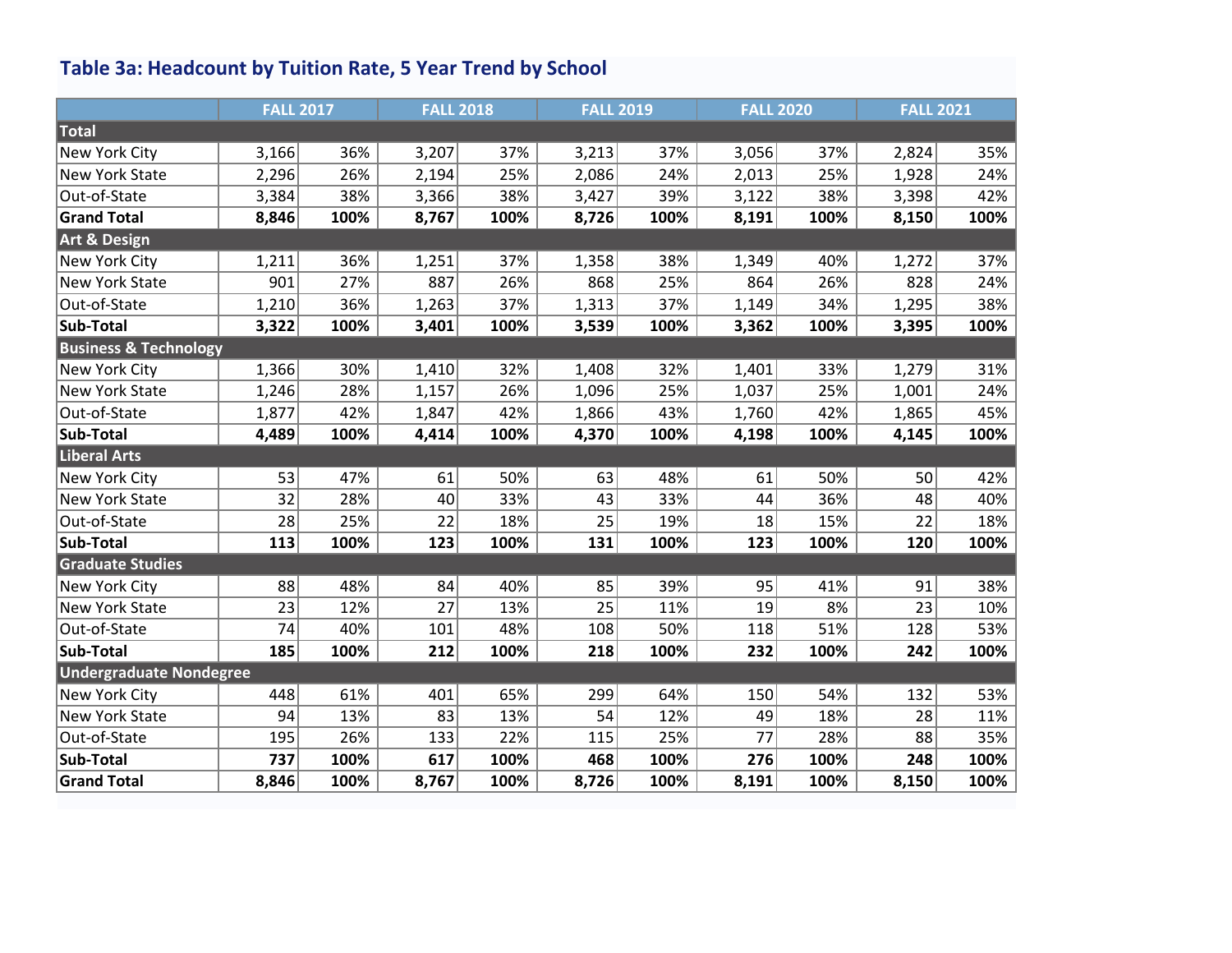### Table 3a: Headcount by Tuition Rate, 5 Year Trend by School

| | FALL 2017 | | FALL 2018 | | FALL 2019 | | FALL 2020 | | FALL 2021 | |
|---|---|---|---|---|---|---|---|---|---|---|
| **Total** | | | | | | | | | | |
| New York City | 3,166 | 36% | 3,207 | 37% | 3,213 | 37% | 3,056 | 37% | 2,824 | 35% |
| New York State | 2,296 | 26% | 2,194 | 25% | 2,086 | 24% | 2,013 | 25% | 1,928 | 24% |
| Out-of-State | 3,384 | 38% | 3,366 | 38% | 3,427 | 39% | 3,122 | 38% | 3,398 | 42% |
| **Grand Total** | **8,846** | **100%** | **8,767** | **100%** | **8,726** | **100%** | **8,191** | **100%** | **8,150** | **100%** |
| **Art & Design** | | | | | | | | | | |
| New York City | 1,211 | 36% | 1,251 | 37% | 1,358 | 38% | 1,349 | 40% | 1,272 | 37% |
| New York State | 901 | 27% | 887 | 26% | 868 | 25% | 864 | 26% | 828 | 24% |
| Out-of-State | 1,210 | 36% | 1,263 | 37% | 1,313 | 37% | 1,149 | 34% | 1,295 | 38% |
| **Sub-Total** | **3,322** | **100%** | **3,401** | **100%** | **3,539** | **100%** | **3,362** | **100%** | **3,395** | **100%** |
| **Business & Technology** | | | | | | | | | | |
| New York City | 1,366 | 30% | 1,410 | 32% | 1,408 | 32% | 1,401 | 33% | 1,279 | 31% |
| New York State | 1,246 | 28% | 1,157 | 26% | 1,096 | 25% | 1,037 | 25% | 1,001 | 24% |
| Out-of-State | 1,877 | 42% | 1,847 | 42% | 1,866 | 43% | 1,760 | 42% | 1,865 | 45% |
| **Sub-Total** | **4,489** | **100%** | **4,414** | **100%** | **4,370** | **100%** | **4,198** | **100%** | **4,145** | **100%** |
| **Liberal Arts** | | | | | | | | | | |
| New York City | 53 | 47% | 61 | 50% | 63 | 48% | 61 | 50% | 50 | 42% |
| New York State | 32 | 28% | 40 | 33% | 43 | 33% | 44 | 36% | 48 | 40% |
| Out-of-State | 28 | 25% | 22 | 18% | 25 | 19% | 18 | 15% | 22 | 18% |
| **Sub-Total** | **113** | **100%** | **123** | **100%** | **131** | **100%** | **123** | **100%** | **120** | **100%** |
| **Graduate Studies** | | | | | | | | | | |
| New York City | 88 | 48% | 84 | 40% | 85 | 39% | 95 | 41% | 91 | 38% |
| New York State | 23 | 12% | 27 | 13% | 25 | 11% | 19 | 8% | 23 | 10% |
| Out-of-State | 74 | 40% | 101 | 48% | 108 | 50% | 118 | 51% | 128 | 53% |
| **Sub-Total** | **185** | **100%** | **212** | **100%** | **218** | **100%** | **232** | **100%** | **242** | **100%** |
| **Undergraduate Nondegree** | | | | | | | | | | |
| New York City | 448 | 61% | 401 | 65% | 299 | 64% | 150 | 54% | 132 | 53% |
| New York State | 94 | 13% | 83 | 13% | 54 | 12% | 49 | 18% | 28 | 11% |
| Out-of-State | 195 | 26% | 133 | 22% | 115 | 25% | 77 | 28% | 88 | 35% |
| **Sub-Total** | **737** | **100%** | **617** | **100%** | **468** | **100%** | **276** | **100%** | **248** | **100%** |
| **Grand Total** | **8,846** | **100%** | **8,767** | **100%** | **8,726** | **100%** | **8,191** | **100%** | **8,150** | **100%** |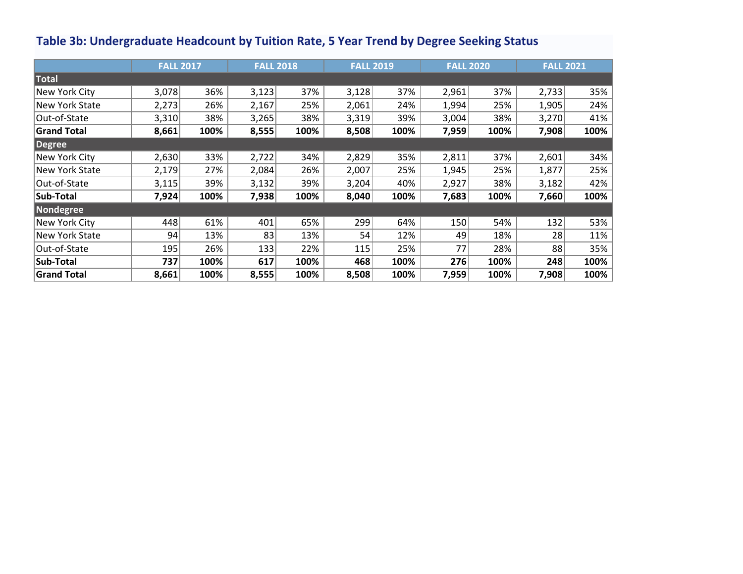### Table 3b: Undergraduate Headcount by Tuition Rate, 5 Year Trend by Degree Seeking Status

| | FALL 2017 | | FALL 2018 | | FALL 2019 | | FALL 2020 | | FALL 2021 | |
|---|---|---|---|---|---|---|---|---|---|---|
| **Total** | | | | | | | | | | |
| New York City | 3,078 | 36% | 3,123 | 37% | 3,128 | 37% | 2,961 | 37% | 2,733 | 35% |
| New York State | 2,273 | 26% | 2,167 | 25% | 2,061 | 24% | 1,994 | 25% | 1,905 | 24% |
| Out-of-State | 3,310 | 38% | 3,265 | 38% | 3,319 | 39% | 3,004 | 38% | 3,270 | 41% |
| **Grand Total** | **8,661** | **100%** | **8,555** | **100%** | **8,508** | **100%** | **7,959** | **100%** | **7,908** | **100%** |
| **Degree** | | | | | | | | | | |
| New York City | 2,630 | 33% | 2,722 | 34% | 2,829 | 35% | 2,811 | 37% | 2,601 | 34% |
| New York State | 2,179 | 27% | 2,084 | 26% | 2,007 | 25% | 1,945 | 25% | 1,877 | 25% |
| Out-of-State | 3,115 | 39% | 3,132 | 39% | 3,204 | 40% | 2,927 | 38% | 3,182 | 42% |
| **Sub-Total** | **7,924** | **100%** | **7,938** | **100%** | **8,040** | **100%** | **7,683** | **100%** | **7,660** | **100%** |
| **Nondegree** | | | | | | | | | | |
| New York City | 448 | 61% | 401 | 65% | 299 | 64% | 150 | 54% | 132 | 53% |
| New York State | 94 | 13% | 83 | 13% | 54 | 12% | 49 | 18% | 28 | 11% |
| Out-of-State | 195 | 26% | 133 | 22% | 115 | 25% | 77 | 28% | 88 | 35% |
| **Sub-Total** | **737** | **100%** | **617** | **100%** | **468** | **100%** | **276** | **100%** | **248** | **100%** |
| **Grand Total** | **8,661** | **100%** | **8,555** | **100%** | **8,508** | **100%** | **7,959** | **100%** | **7,908** | **100%** |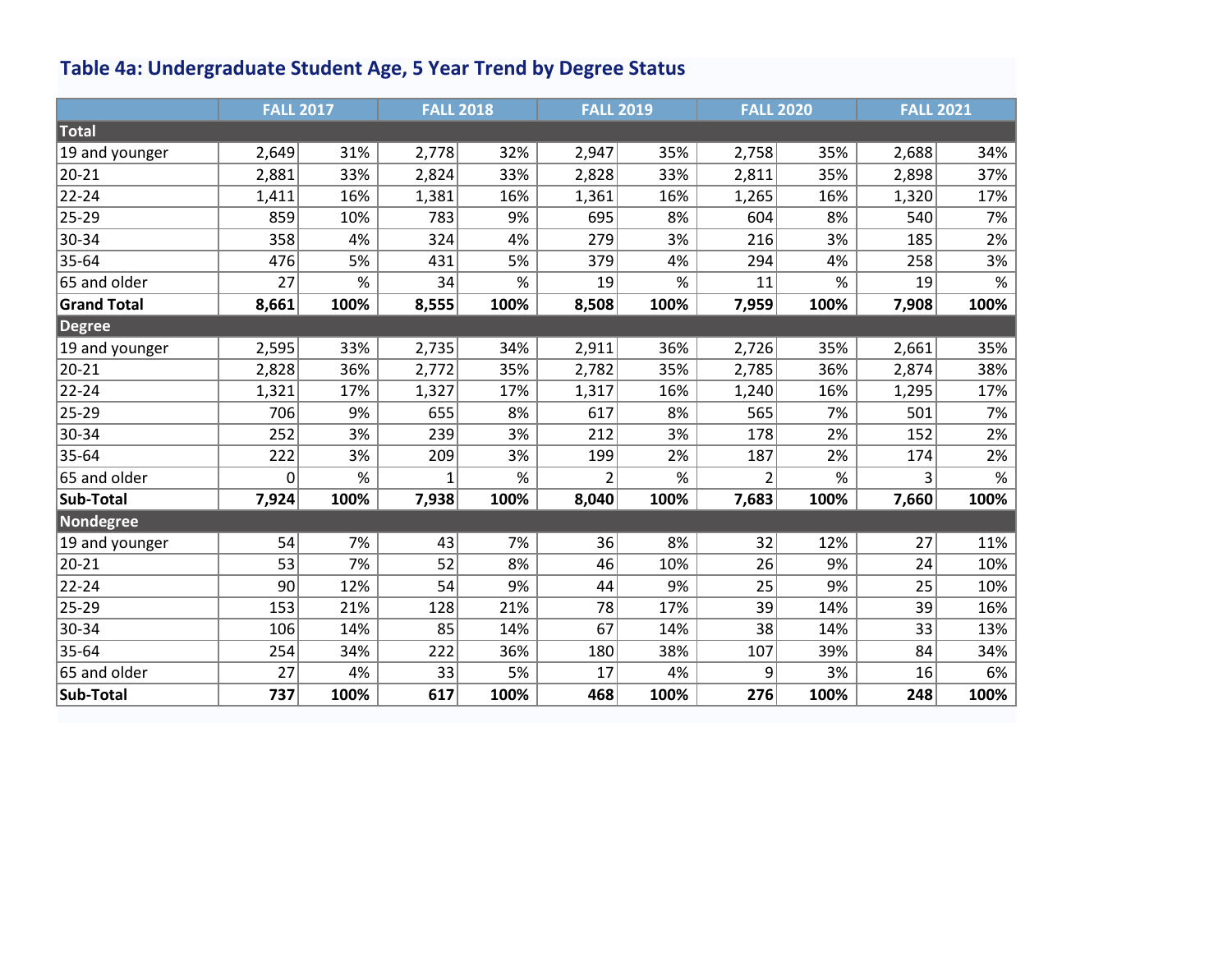## Table 4a: Undergraduate Student Age, 5 Year Trend by Degree Status

| | FALL 2017 | | FALL 2018 | | FALL 2019 | | FALL 2020 | | FALL 2021 | |
|---|---|---|---|---|---|---|---|---|---|---|
| **Total** | | | | | | | | | | |
| 19 and younger | 2,649 | 31% | 2,778 | 32% | 2,947 | 35% | 2,758 | 35% | 2,688 | 34% |
| 20-21 | 2,881 | 33% | 2,824 | 33% | 2,828 | 33% | 2,811 | 35% | 2,898 | 37% |
| 22-24 | 1,411 | 16% | 1,381 | 16% | 1,361 | 16% | 1,265 | 16% | 1,320 | 17% |
| 25-29 | 859 | 10% | 783 | 9% | 695 | 8% | 604 | 8% | 540 | 7% |
| 30-34 | 358 | 4% | 324 | 4% | 279 | 3% | 216 | 3% | 185 | 2% |
| 35-64 | 476 | 5% | 431 | 5% | 379 | 4% | 294 | 4% | 258 | 3% |
| 65 and older | 27 | % | 34 | % | 19 | % | 11 | % | 19 | % |
| **Grand Total** | **8,661** | **100%** | **8,555** | **100%** | **8,508** | **100%** | **7,959** | **100%** | **7,908** | **100%** |
| **Degree** | | | | | | | | | | |
| 19 and younger | 2,595 | 33% | 2,735 | 34% | 2,911 | 36% | 2,726 | 35% | 2,661 | 35% |
| 20-21 | 2,828 | 36% | 2,772 | 35% | 2,782 | 35% | 2,785 | 36% | 2,874 | 38% |
| 22-24 | 1,321 | 17% | 1,327 | 17% | 1,317 | 16% | 1,240 | 16% | 1,295 | 17% |
| 25-29 | 706 | 9% | 655 | 8% | 617 | 8% | 565 | 7% | 501 | 7% |
| 30-34 | 252 | 3% | 239 | 3% | 212 | 3% | 178 | 2% | 152 | 2% |
| 35-64 | 222 | 3% | 209 | 3% | 199 | 2% | 187 | 2% | 174 | 2% |
| 65 and older | 0 | % | 1 | % | 2 | % | 2 | % | 3 | % |
| **Sub-Total** | **7,924** | **100%** | **7,938** | **100%** | **8,040** | **100%** | **7,683** | **100%** | **7,660** | **100%** |
| **Nondegree** | | | | | | | | | | |
| 19 and younger | 54 | 7% | 43 | 7% | 36 | 8% | 32 | 12% | 27 | 11% |
| 20-21 | 53 | 7% | 52 | 8% | 46 | 10% | 26 | 9% | 24 | 10% |
| 22-24 | 90 | 12% | 54 | 9% | 44 | 9% | 25 | 9% | 25 | 10% |
| 25-29 | 153 | 21% | 128 | 21% | 78 | 17% | 39 | 14% | 39 | 16% |
| 30-34 | 106 | 14% | 85 | 14% | 67 | 14% | 38 | 14% | 33 | 13% |
| 35-64 | 254 | 34% | 222 | 36% | 180 | 38% | 107 | 39% | 84 | 34% |
| 65 and older | 27 | 4% | 33 | 5% | 17 | 4% | 9 | 3% | 16 | 6% |
| **Sub-Total** | **737** | **100%** | **617** | **100%** | **468** | **100%** | **276** | **100%** | **248** | **100%** |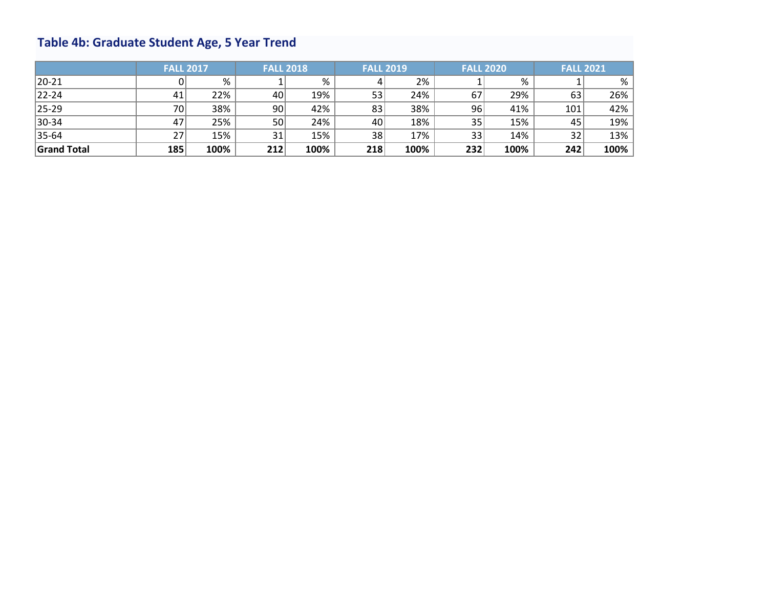## Table 4b: Graduate Student Age, 5 Year Trend

| | FALL 2017 | | FALL 2018 | | FALL 2019 | | FALL 2020 | | FALL 2021 | |
|---|---|---|---|---|---|---|---|---|---|---|
| 20-21 | 0 | % | 1 | % | 4 | 2% | 1 | % | 1 | % |
| 22-24 | 41 | 22% | 40 | 19% | 53 | 24% | 67 | 29% | 63 | 26% |
| 25-29 | 70 | 38% | 90 | 42% | 83 | 38% | 96 | 41% | 101 | 42% |
| 30-34 | 47 | 25% | 50 | 24% | 40 | 18% | 35 | 15% | 45 | 19% |
| 35-64 | 27 | 15% | 31 | 15% | 38 | 17% | 33 | 14% | 32 | 13% |
| **Grand Total** | **185** | **100%** | **212** | **100%** | **218** | **100%** | **232** | **100%** | **242** | **100%** |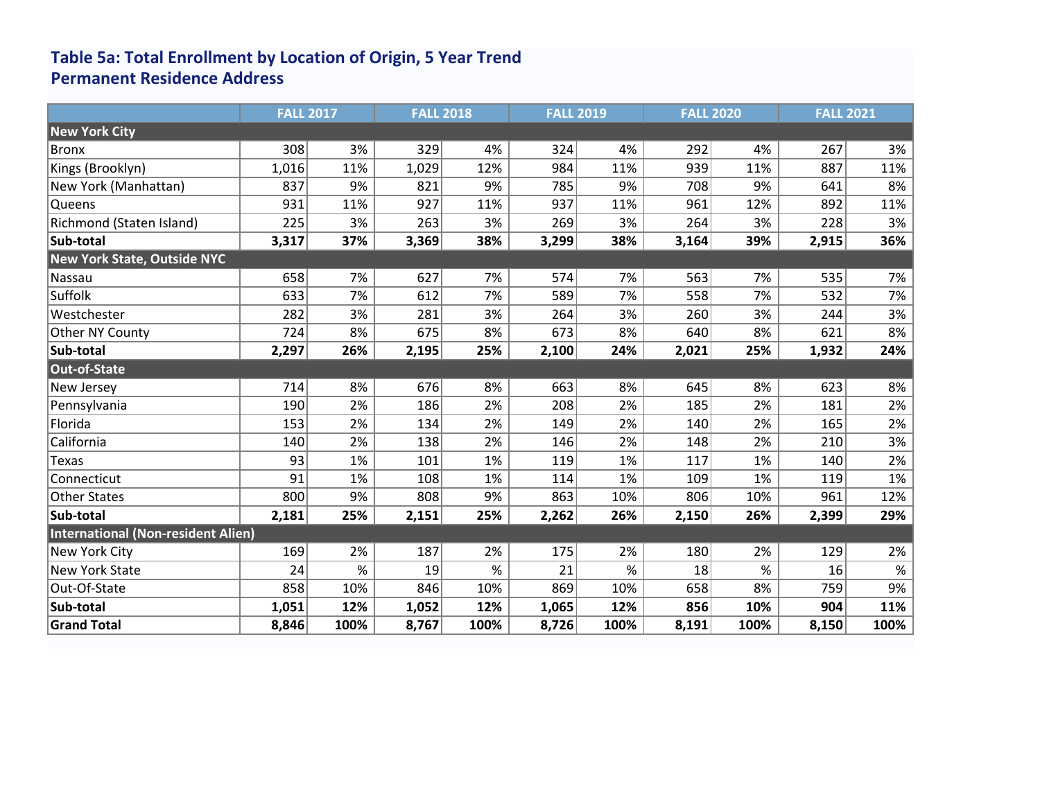## Table 5a: Total Enrollment by Location of Origin, 5 Year Trend
## Permanent Residence Address

| | FALL 2017 | | FALL 2018 | | FALL 2019 | | FALL 2020 | | FALL 2021 | |
|---|---|---|---|---|---|---|---|---|---|---|
| **New York City** | | | | | | | | | | |
| Bronx | 308 | 3% | 329 | 4% | 324 | 4% | 292 | 4% | 267 | 3% |
| Kings (Brooklyn) | 1,016 | 11% | 1,029 | 12% | 984 | 11% | 939 | 11% | 887 | 11% |
| New York (Manhattan) | 837 | 9% | 821 | 9% | 785 | 9% | 708 | 9% | 641 | 8% |
| Queens | 931 | 11% | 927 | 11% | 937 | 11% | 961 | 12% | 892 | 11% |
| Richmond (Staten Island) | 225 | 3% | 263 | 3% | 269 | 3% | 264 | 3% | 228 | 3% |
| **Sub-total** | **3,317** | **37%** | **3,369** | **38%** | **3,299** | **38%** | **3,164** | **39%** | **2,915** | **36%** |
| **New York State, Outside NYC** | | | | | | | | | | |
| Nassau | 658 | 7% | 627 | 7% | 574 | 7% | 563 | 7% | 535 | 7% |
| Suffolk | 633 | 7% | 612 | 7% | 589 | 7% | 558 | 7% | 532 | 7% |
| Westchester | 282 | 3% | 281 | 3% | 264 | 3% | 260 | 3% | 244 | 3% |
| Other NY County | 724 | 8% | 675 | 8% | 673 | 8% | 640 | 8% | 621 | 8% |
| **Sub-total** | **2,297** | **26%** | **2,195** | **25%** | **2,100** | **24%** | **2,021** | **25%** | **1,932** | **24%** |
| **Out-of-State** | | | | | | | | | | |
| New Jersey | 714 | 8% | 676 | 8% | 663 | 8% | 645 | 8% | 623 | 8% |
| Pennsylvania | 190 | 2% | 186 | 2% | 208 | 2% | 185 | 2% | 181 | 2% |
| Florida | 153 | 2% | 134 | 2% | 149 | 2% | 140 | 2% | 165 | 2% |
| California | 140 | 2% | 138 | 2% | 146 | 2% | 148 | 2% | 210 | 3% |
| Texas | 93 | 1% | 101 | 1% | 119 | 1% | 117 | 1% | 140 | 2% |
| Connecticut | 91 | 1% | 108 | 1% | 114 | 1% | 109 | 1% | 119 | 1% |
| Other States | 800 | 9% | 808 | 9% | 863 | 10% | 806 | 10% | 961 | 12% |
| **Sub-total** | **2,181** | **25%** | **2,151** | **25%** | **2,262** | **26%** | **2,150** | **26%** | **2,399** | **29%** |
| **International (Non-resident Alien)** | | | | | | | | | | |
| New York City | 169 | 2% | 187 | 2% | 175 | 2% | 180 | 2% | 129 | 2% |
| New York State | 24 | % | 19 | % | 21 | % | 18 | % | 16 | % |
| Out-Of-State | 858 | 10% | 846 | 10% | 869 | 10% | 658 | 8% | 759 | 9% |
| **Sub-total** | **1,051** | **12%** | **1,052** | **12%** | **1,065** | **12%** | **856** | **10%** | **904** | **11%** |
| **Grand Total** | **8,846** | **100%** | **8,767** | **100%** | **8,726** | **100%** | **8,191** | **100%** | **8,150** | **100%** |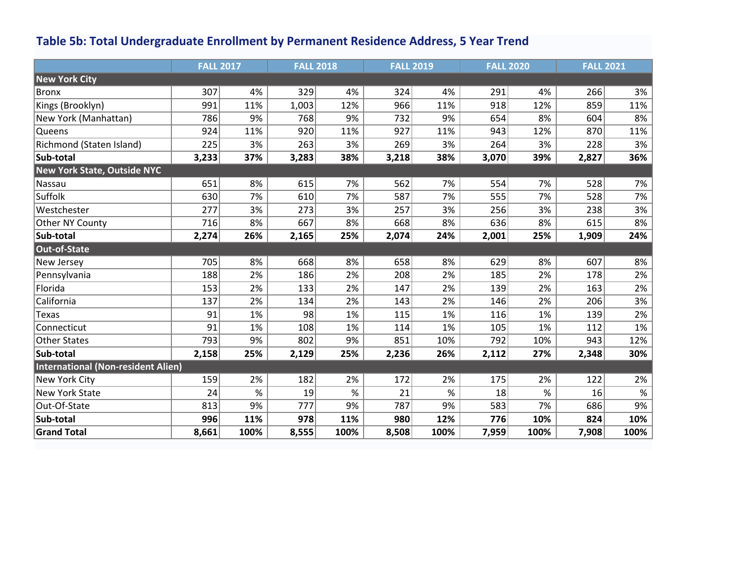### Table 5b: Total Undergraduate Enrollment by Permanent Residence Address, 5 Year Trend

| | FALL 2017 | | FALL 2018 | | FALL 2019 | | FALL 2020 | | FALL 2021 | |
|---|---|---|---|---|---|---|---|---|---|---|
| **New York City** | | | | | | | | | | |
| Bronx | 307 | 4% | 329 | 4% | 324 | 4% | 291 | 4% | 266 | 3% |
| Kings (Brooklyn) | 991 | 11% | 1,003 | 12% | 966 | 11% | 918 | 12% | 859 | 11% |
| New York (Manhattan) | 786 | 9% | 768 | 9% | 732 | 9% | 654 | 8% | 604 | 8% |
| Queens | 924 | 11% | 920 | 11% | 927 | 11% | 943 | 12% | 870 | 11% |
| Richmond (Staten Island) | 225 | 3% | 263 | 3% | 269 | 3% | 264 | 3% | 228 | 3% |
| **Sub-total** | **3,233** | **37%** | **3,283** | **38%** | **3,218** | **38%** | **3,070** | **39%** | **2,827** | **36%** |
| **New York State, Outside NYC** | | | | | | | | | | |
| Nassau | 651 | 8% | 615 | 7% | 562 | 7% | 554 | 7% | 528 | 7% |
| Suffolk | 630 | 7% | 610 | 7% | 587 | 7% | 555 | 7% | 528 | 7% |
| Westchester | 277 | 3% | 273 | 3% | 257 | 3% | 256 | 3% | 238 | 3% |
| Other NY County | 716 | 8% | 667 | 8% | 668 | 8% | 636 | 8% | 615 | 8% |
| **Sub-total** | **2,274** | **26%** | **2,165** | **25%** | **2,074** | **24%** | **2,001** | **25%** | **1,909** | **24%** |
| **Out-of-State** | | | | | | | | | | |
| New Jersey | 705 | 8% | 668 | 8% | 658 | 8% | 629 | 8% | 607 | 8% |
| Pennsylvania | 188 | 2% | 186 | 2% | 208 | 2% | 185 | 2% | 178 | 2% |
| Florida | 153 | 2% | 133 | 2% | 147 | 2% | 139 | 2% | 163 | 2% |
| California | 137 | 2% | 134 | 2% | 143 | 2% | 146 | 2% | 206 | 3% |
| Texas | 91 | 1% | 98 | 1% | 115 | 1% | 116 | 1% | 139 | 2% |
| Connecticut | 91 | 1% | 108 | 1% | 114 | 1% | 105 | 1% | 112 | 1% |
| Other States | 793 | 9% | 802 | 9% | 851 | 10% | 792 | 10% | 943 | 12% |
| **Sub-total** | **2,158** | **25%** | **2,129** | **25%** | **2,236** | **26%** | **2,112** | **27%** | **2,348** | **30%** |
| **International (Non-resident Alien)** | | | | | | | | | | |
| New York City | 159 | 2% | 182 | 2% | 172 | 2% | 175 | 2% | 122 | 2% |
| New York State | 24 | % | 19 | % | 21 | % | 18 | % | 16 | % |
| Out-Of-State | 813 | 9% | 777 | 9% | 787 | 9% | 583 | 7% | 686 | 9% |
| **Sub-total** | **996** | **11%** | **978** | **11%** | **980** | **12%** | **776** | **10%** | **824** | **10%** |
| **Grand Total** | **8,661** | **100%** | **8,555** | **100%** | **8,508** | **100%** | **7,959** | **100%** | **7,908** | **100%** |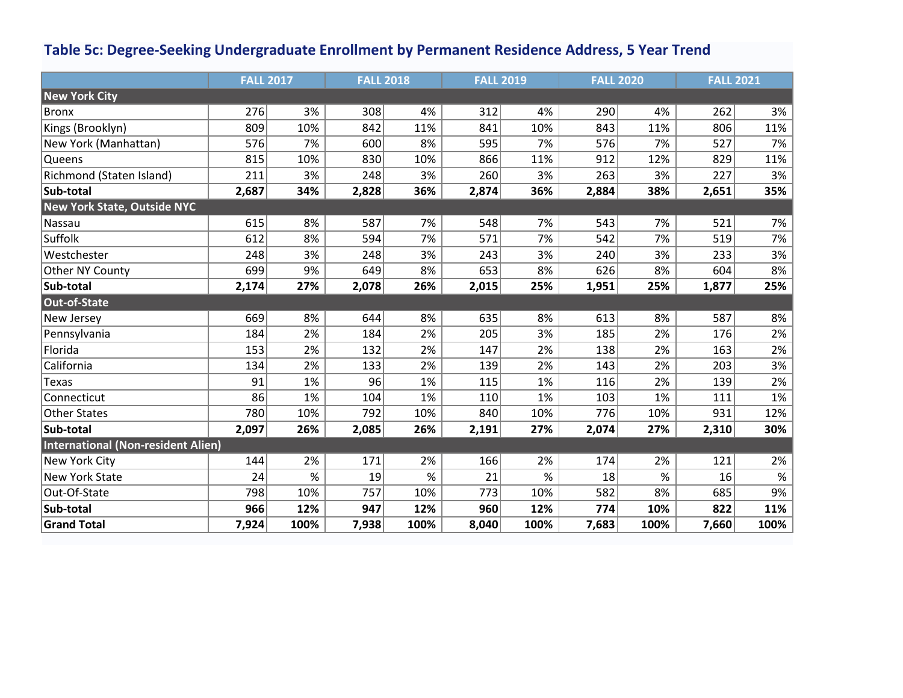## Table 5c: Degree-Seeking Undergraduate Enrollment by Permanent Residence Address, 5 Year Trend

| | FALL 2017 | | FALL 2018 | | FALL 2019 | | FALL 2020 | | FALL 2021 | |
|---|---|---|---|---|---|---|---|---|---|---|
| **New York City** | | | | | | | | | | |
| Bronx | 276 | 3% | 308 | 4% | 312 | 4% | 290 | 4% | 262 | 3% |
| Kings (Brooklyn) | 809 | 10% | 842 | 11% | 841 | 10% | 843 | 11% | 806 | 11% |
| New York (Manhattan) | 576 | 7% | 600 | 8% | 595 | 7% | 576 | 7% | 527 | 7% |
| Queens | 815 | 10% | 830 | 10% | 866 | 11% | 912 | 12% | 829 | 11% |
| Richmond (Staten Island) | 211 | 3% | 248 | 3% | 260 | 3% | 263 | 3% | 227 | 3% |
| **Sub-total** | **2,687** | **34%** | **2,828** | **36%** | **2,874** | **36%** | **2,884** | **38%** | **2,651** | **35%** |
| **New York State, Outside NYC** | | | | | | | | | | |
| Nassau | 615 | 8% | 587 | 7% | 548 | 7% | 543 | 7% | 521 | 7% |
| Suffolk | 612 | 8% | 594 | 7% | 571 | 7% | 542 | 7% | 519 | 7% |
| Westchester | 248 | 3% | 248 | 3% | 243 | 3% | 240 | 3% | 233 | 3% |
| Other NY County | 699 | 9% | 649 | 8% | 653 | 8% | 626 | 8% | 604 | 8% |
| **Sub-total** | **2,174** | **27%** | **2,078** | **26%** | **2,015** | **25%** | **1,951** | **25%** | **1,877** | **25%** |
| **Out-of-State** | | | | | | | | | | |
| New Jersey | 669 | 8% | 644 | 8% | 635 | 8% | 613 | 8% | 587 | 8% |
| Pennsylvania | 184 | 2% | 184 | 2% | 205 | 3% | 185 | 2% | 176 | 2% |
| Florida | 153 | 2% | 132 | 2% | 147 | 2% | 138 | 2% | 163 | 2% |
| California | 134 | 2% | 133 | 2% | 139 | 2% | 143 | 2% | 203 | 3% |
| Texas | 91 | 1% | 96 | 1% | 115 | 1% | 116 | 2% | 139 | 2% |
| Connecticut | 86 | 1% | 104 | 1% | 110 | 1% | 103 | 1% | 111 | 1% |
| Other States | 780 | 10% | 792 | 10% | 840 | 10% | 776 | 10% | 931 | 12% |
| **Sub-total** | **2,097** | **26%** | **2,085** | **26%** | **2,191** | **27%** | **2,074** | **27%** | **2,310** | **30%** |
| **International (Non-resident Alien)** | | | | | | | | | | |
| New York City | 144 | 2% | 171 | 2% | 166 | 2% | 174 | 2% | 121 | 2% |
| New York State | 24 | % | 19 | % | 21 | % | 18 | % | 16 | % |
| Out-Of-State | 798 | 10% | 757 | 10% | 773 | 10% | 582 | 8% | 685 | 9% |
| **Sub-total** | **966** | **12%** | **947** | **12%** | **960** | **12%** | **774** | **10%** | **822** | **11%** |
| **Grand Total** | **7,924** | **100%** | **7,938** | **100%** | **8,040** | **100%** | **7,683** | **100%** | **7,660** | **100%** |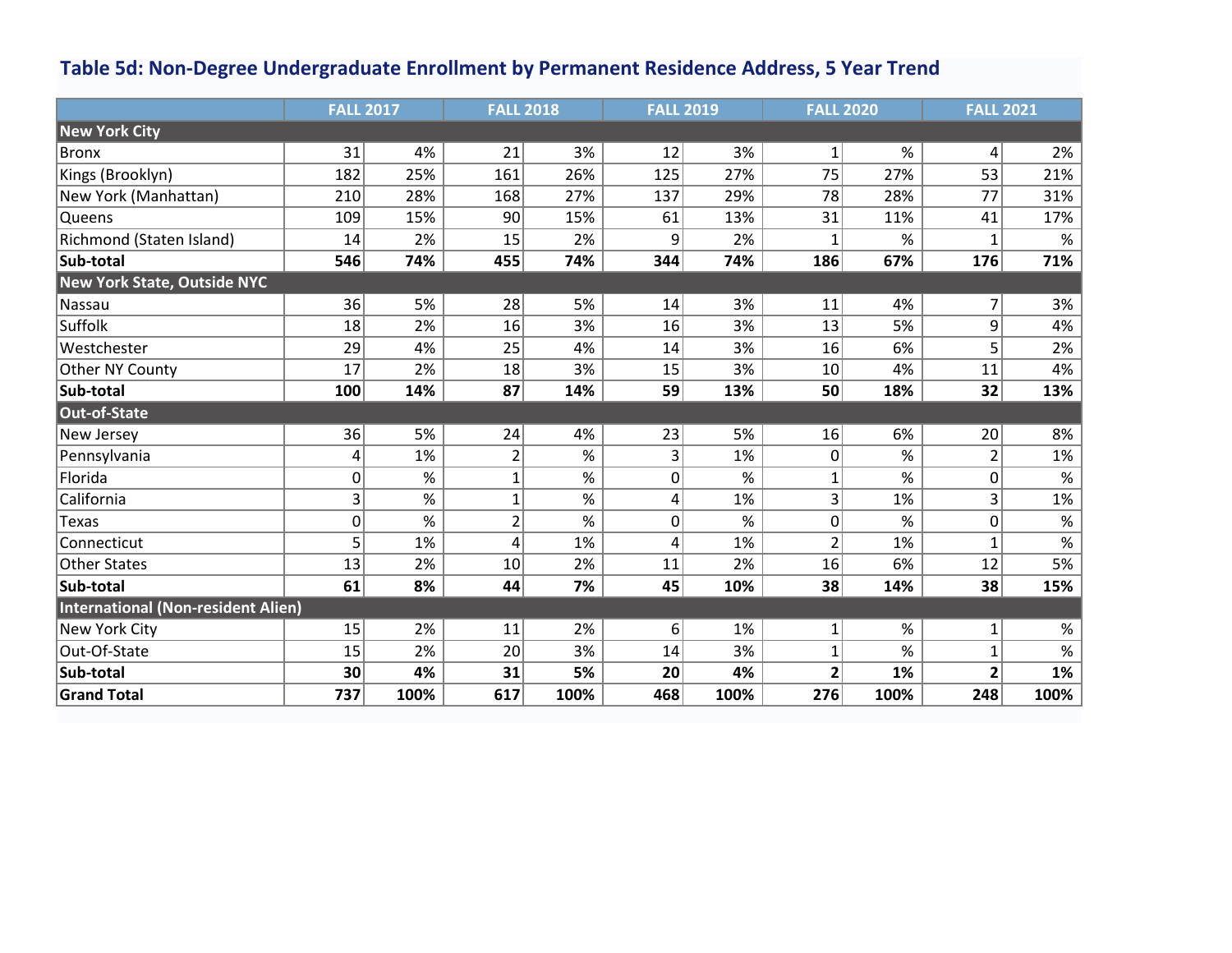## Table 5d: Non-Degree Undergraduate Enrollment by Permanent Residence Address, 5 Year Trend

| | FALL 2017 | | FALL 2018 | | FALL 2019 | | FALL 2020 | | FALL 2021 | |
|---|---|---|---|---|---|---|---|---|---|---|
| **New York City** | | | | | | | | | | |
| Bronx | 31 | 4% | 21 | 3% | 12 | 3% | 1 | % | 4 | 2% |
| Kings (Brooklyn) | 182 | 25% | 161 | 26% | 125 | 27% | 75 | 27% | 53 | 21% |
| New York (Manhattan) | 210 | 28% | 168 | 27% | 137 | 29% | 78 | 28% | 77 | 31% |
| Queens | 109 | 15% | 90 | 15% | 61 | 13% | 31 | 11% | 41 | 17% |
| Richmond (Staten Island) | 14 | 2% | 15 | 2% | 9 | 2% | 1 | % | 1 | % |
| **Sub-total** | **546** | **74%** | **455** | **74%** | **344** | **74%** | **186** | **67%** | **176** | **71%** |
| **New York State, Outside NYC** | | | | | | | | | | |
| Nassau | 36 | 5% | 28 | 5% | 14 | 3% | 11 | 4% | 7 | 3% |
| Suffolk | 18 | 2% | 16 | 3% | 16 | 3% | 13 | 5% | 9 | 4% |
| Westchester | 29 | 4% | 25 | 4% | 14 | 3% | 16 | 6% | 5 | 2% |
| Other NY County | 17 | 2% | 18 | 3% | 15 | 3% | 10 | 4% | 11 | 4% |
| **Sub-total** | **100** | **14%** | **87** | **14%** | **59** | **13%** | **50** | **18%** | **32** | **13%** |
| **Out-of-State** | | | | | | | | | | |
| New Jersey | 36 | 5% | 24 | 4% | 23 | 5% | 16 | 6% | 20 | 8% |
| Pennsylvania | 4 | 1% | 2 | % | 3 | 1% | 0 | % | 2 | 1% |
| Florida | 0 | % | 1 | % | 0 | % | 1 | % | 0 | % |
| California | 3 | % | 1 | % | 4 | 1% | 3 | 1% | 3 | 1% |
| Texas | 0 | % | 2 | % | 0 | % | 0 | % | 0 | % |
| Connecticut | 5 | 1% | 4 | 1% | 4 | 1% | 2 | 1% | 1 | % |
| Other States | 13 | 2% | 10 | 2% | 11 | 2% | 16 | 6% | 12 | 5% |
| **Sub-total** | **61** | **8%** | **44** | **7%** | **45** | **10%** | **38** | **14%** | **38** | **15%** |
| **International (Non-resident Alien)** | | | | | | | | | | |
| New York City | 15 | 2% | 11 | 2% | 6 | 1% | 1 | % | 1 | % |
| Out-Of-State | 15 | 2% | 20 | 3% | 14 | 3% | 1 | % | 1 | % |
| **Sub-total** | **30** | **4%** | **31** | **5%** | **20** | **4%** | **2** | **1%** | **2** | **1%** |
| **Grand Total** | **737** | **100%** | **617** | **100%** | **468** | **100%** | **276** | **100%** | **248** | **100%** |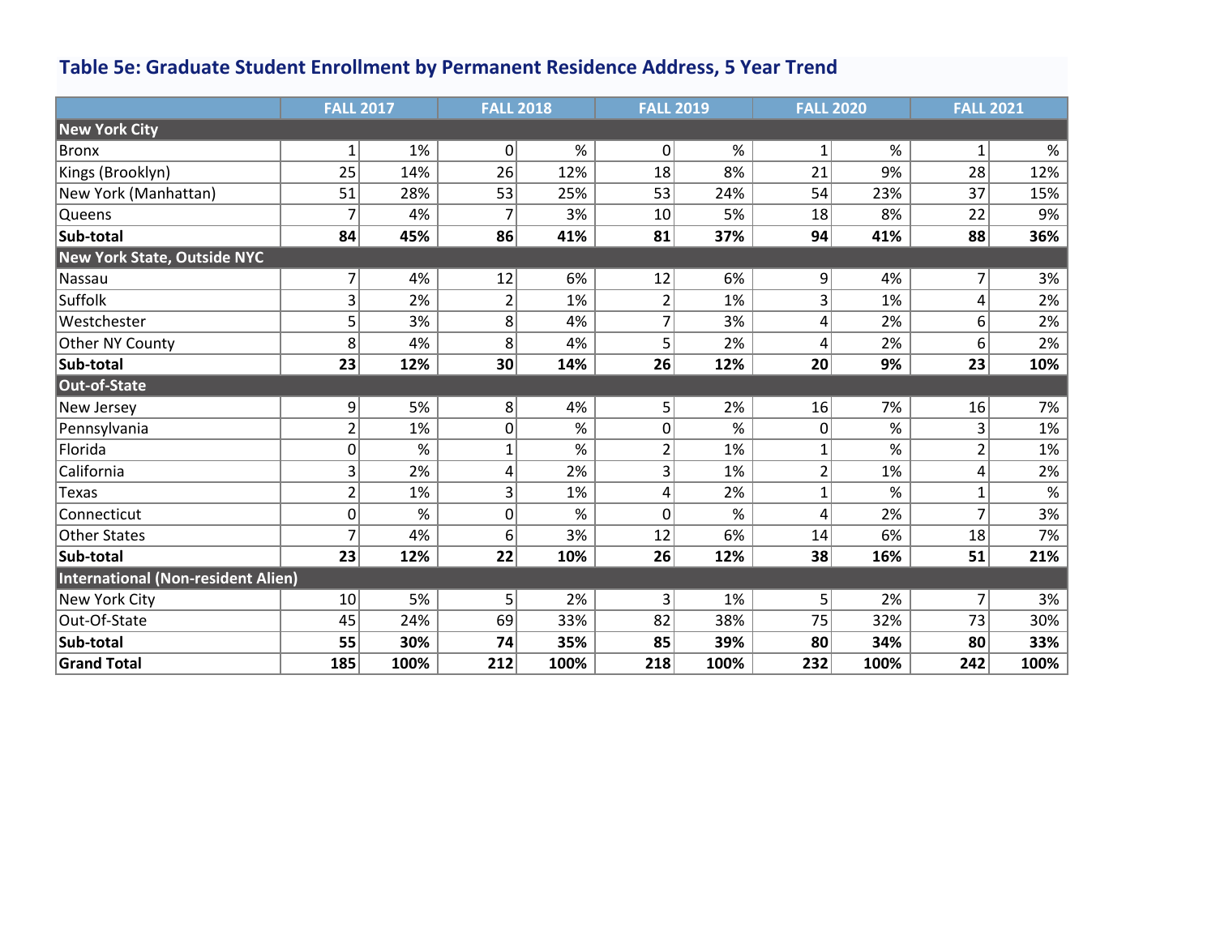## Table 5e: Graduate Student Enrollment by Permanent Residence Address, 5 Year Trend

| | FALL 2017 | | FALL 2018 | | FALL 2019 | | FALL 2020 | | FALL 2021 | |
|---|---|---|---|---|---|---|---|---|---|---|
| **New York City** | | | | | | | | | | |
| Bronx | 1 | 1% | 0 | % | 0 | % | 1 | % | 1 | % |
| Kings (Brooklyn) | 25 | 14% | 26 | 12% | 18 | 8% | 21 | 9% | 28 | 12% |
| New York (Manhattan) | 51 | 28% | 53 | 25% | 53 | 24% | 54 | 23% | 37 | 15% |
| Queens | 7 | 4% | 7 | 3% | 10 | 5% | 18 | 8% | 22 | 9% |
| **Sub-total** | **84** | **45%** | **86** | **41%** | **81** | **37%** | **94** | **41%** | **88** | **36%** |
| **New York State, Outside NYC** | | | | | | | | | | |
| Nassau | 7 | 4% | 12 | 6% | 12 | 6% | 9 | 4% | 7 | 3% |
| Suffolk | 3 | 2% | 2 | 1% | 2 | 1% | 3 | 1% | 4 | 2% |
| Westchester | 5 | 3% | 8 | 4% | 7 | 3% | 4 | 2% | 6 | 2% |
| Other NY County | 8 | 4% | 8 | 4% | 5 | 2% | 4 | 2% | 6 | 2% |
| **Sub-total** | **23** | **12%** | **30** | **14%** | **26** | **12%** | **20** | **9%** | **23** | **10%** |
| **Out-of-State** | | | | | | | | | | |
| New Jersey | 9 | 5% | 8 | 4% | 5 | 2% | 16 | 7% | 16 | 7% |
| Pennsylvania | 2 | 1% | 0 | % | 0 | % | 0 | % | 3 | 1% |
| Florida | 0 | % | 1 | % | 2 | 1% | 1 | % | 2 | 1% |
| California | 3 | 2% | 4 | 2% | 3 | 1% | 2 | 1% | 4 | 2% |
| Texas | 2 | 1% | 3 | 1% | 4 | 2% | 1 | % | 1 | % |
| Connecticut | 0 | % | 0 | % | 0 | % | 4 | 2% | 7 | 3% |
| Other States | 7 | 4% | 6 | 3% | 12 | 6% | 14 | 6% | 18 | 7% |
| **Sub-total** | **23** | **12%** | **22** | **10%** | **26** | **12%** | **38** | **16%** | **51** | **21%** |
| **International (Non-resident Alien)** | | | | | | | | | | |
| New York City | 10 | 5% | 5 | 2% | 3 | 1% | 5 | 2% | 7 | 3% |
| Out-Of-State | 45 | 24% | 69 | 33% | 82 | 38% | 75 | 32% | 73 | 30% |
| **Sub-total** | **55** | **30%** | **74** | **35%** | **85** | **39%** | **80** | **34%** | **80** | **33%** |
| **Grand Total** | **185** | **100%** | **212** | **100%** | **218** | **100%** | **232** | **100%** | **242** | **100%** |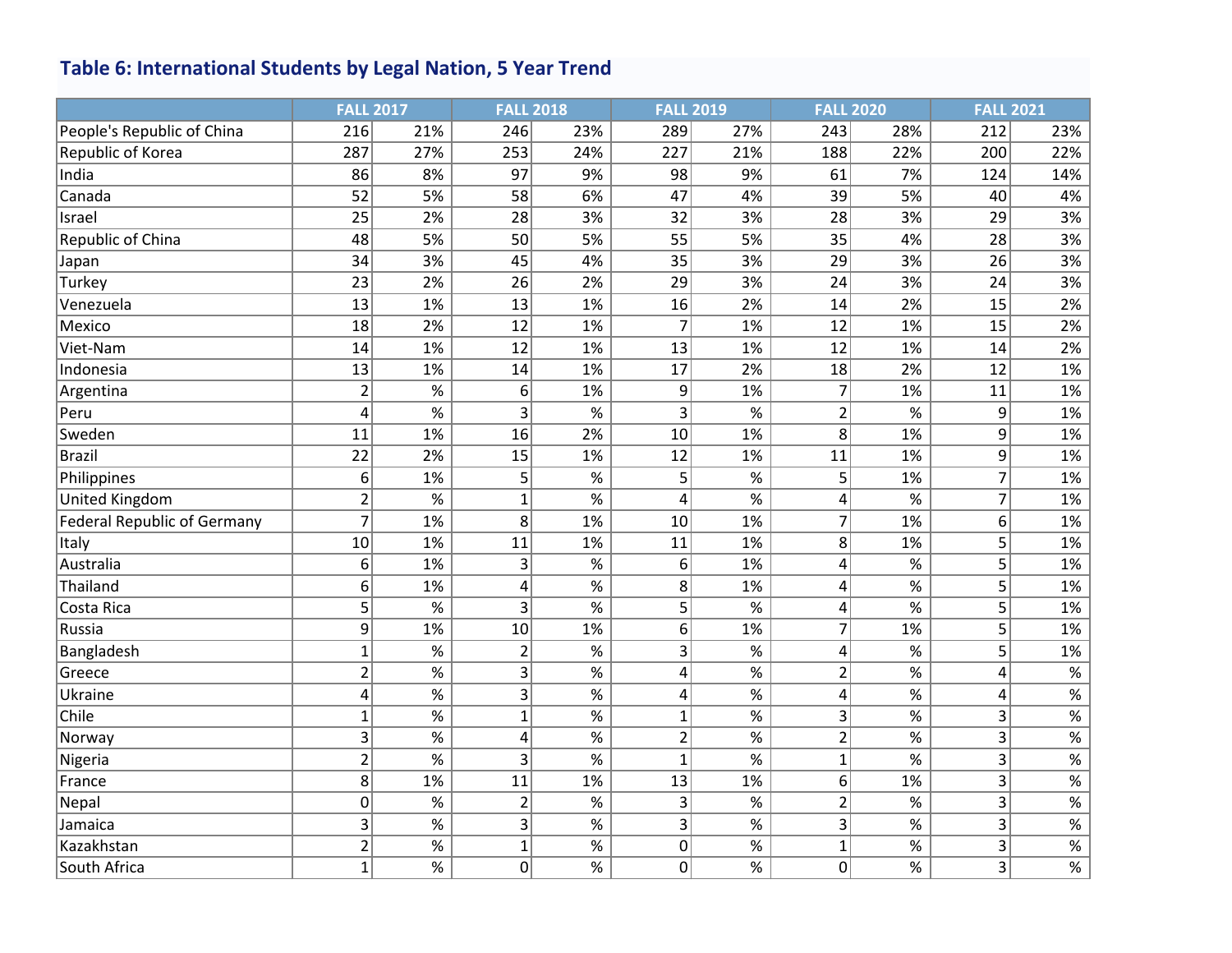## Table 6: International Students by Legal Nation, 5 Year Trend

| | FALL 2017 | | FALL 2018 | | FALL 2019 | | FALL 2020 | | FALL 2021 | |
|---|---|---|---|---|---|---|---|---|---|---|
| People's Republic of China | 216 | 21% | 246 | 23% | 289 | 27% | 243 | 28% | 212 | 23% |
| Republic of Korea | 287 | 27% | 253 | 24% | 227 | 21% | 188 | 22% | 200 | 22% |
| India | 86 | 8% | 97 | 9% | 98 | 9% | 61 | 7% | 124 | 14% |
| Canada | 52 | 5% | 58 | 6% | 47 | 4% | 39 | 5% | 40 | 4% |
| Israel | 25 | 2% | 28 | 3% | 32 | 3% | 28 | 3% | 29 | 3% |
| Republic of China | 48 | 5% | 50 | 5% | 55 | 5% | 35 | 4% | 28 | 3% |
| Japan | 34 | 3% | 45 | 4% | 35 | 3% | 29 | 3% | 26 | 3% |
| Turkey | 23 | 2% | 26 | 2% | 29 | 3% | 24 | 3% | 24 | 3% |
| Venezuela | 13 | 1% | 13 | 1% | 16 | 2% | 14 | 2% | 15 | 2% |
| Mexico | 18 | 2% | 12 | 1% | 7 | 1% | 12 | 1% | 15 | 2% |
| Viet-Nam | 14 | 1% | 12 | 1% | 13 | 1% | 12 | 1% | 14 | 2% |
| Indonesia | 13 | 1% | 14 | 1% | 17 | 2% | 18 | 2% | 12 | 1% |
| Argentina | 2 | % | 6 | 1% | 9 | 1% | 7 | 1% | 11 | 1% |
| Peru | 4 | % | 3 | % | 3 | % | 2 | % | 9 | 1% |
| Sweden | 11 | 1% | 16 | 2% | 10 | 1% | 8 | 1% | 9 | 1% |
| Brazil | 22 | 2% | 15 | 1% | 12 | 1% | 11 | 1% | 9 | 1% |
| Philippines | 6 | 1% | 5 | % | 5 | % | 5 | 1% | 7 | 1% |
| United Kingdom | 2 | % | 1 | % | 4 | % | 4 | % | 7 | 1% |
| Federal Republic of Germany | 7 | 1% | 8 | 1% | 10 | 1% | 7 | 1% | 6 | 1% |
| Italy | 10 | 1% | 11 | 1% | 11 | 1% | 8 | 1% | 5 | 1% |
| Australia | 6 | 1% | 3 | % | 6 | 1% | 4 | % | 5 | 1% |
| Thailand | 6 | 1% | 4 | % | 8 | 1% | 4 | % | 5 | 1% |
| Costa Rica | 5 | % | 3 | % | 5 | % | 4 | % | 5 | 1% |
| Russia | 9 | 1% | 10 | 1% | 6 | 1% | 7 | 1% | 5 | 1% |
| Bangladesh | 1 | % | 2 | % | 3 | % | 4 | % | 5 | 1% |
| Greece | 2 | % | 3 | % | 4 | % | 2 | % | 4 | % |
| Ukraine | 4 | % | 3 | % | 4 | % | 4 | % | 4 | % |
| Chile | 1 | % | 1 | % | 1 | % | 3 | % | 3 | % |
| Norway | 3 | % | 4 | % | 2 | % | 2 | % | 3 | % |
| Nigeria | 2 | % | 3 | % | 1 | % | 1 | % | 3 | % |
| France | 8 | 1% | 11 | 1% | 13 | 1% | 6 | 1% | 3 | % |
| Nepal | 0 | % | 2 | % | 3 | % | 2 | % | 3 | % |
| Jamaica | 3 | % | 3 | % | 3 | % | 3 | % | 3 | % |
| Kazakhstan | 2 | % | 1 | % | 0 | % | 1 | % | 3 | % |
| South Africa | 1 | % | 0 | % | 0 | % | 0 | % | 3 | % |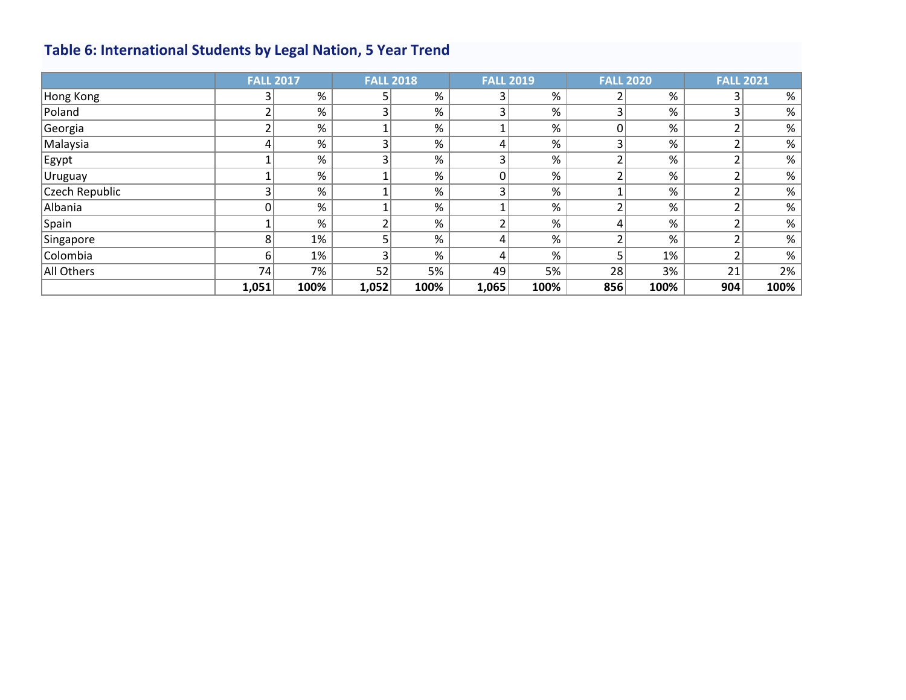## Table 6: International Students by Legal Nation, 5 Year Trend

| | FALL 2017 | | FALL 2018 | | FALL 2019 | | FALL 2020 | | FALL 2021 | |
|---|---|---|---|---|---|---|---|---|---|---|
| Hong Kong | 3 | % | 5 | % | 3 | % | 2 | % | 3 | % |
| Poland | 2 | % | 3 | % | 3 | % | 3 | % | 3 | % |
| Georgia | 2 | % | 1 | % | 1 | % | 0 | % | 2 | % |
| Malaysia | 4 | % | 3 | % | 4 | % | 3 | % | 2 | % |
| Egypt | 1 | % | 3 | % | 3 | % | 2 | % | 2 | % |
| Uruguay | 1 | % | 1 | % | 0 | % | 2 | % | 2 | % |
| Czech Republic | 3 | % | 1 | % | 3 | % | 1 | % | 2 | % |
| Albania | 0 | % | 1 | % | 1 | % | 2 | % | 2 | % |
| Spain | 1 | % | 2 | % | 2 | % | 4 | % | 2 | % |
| Singapore | 8 | 1% | 5 | % | 4 | % | 2 | % | 2 | % |
| Colombia | 6 | 1% | 3 | % | 4 | % | 5 | 1% | 2 | % |
| All Others | 74 | 7% | 52 | 5% | 49 | 5% | 28 | 3% | 21 | 2% |
| | **1,051** | **100%** | **1,052** | **100%** | **1,065** | **100%** | **856** | **100%** | **904** | **100%** |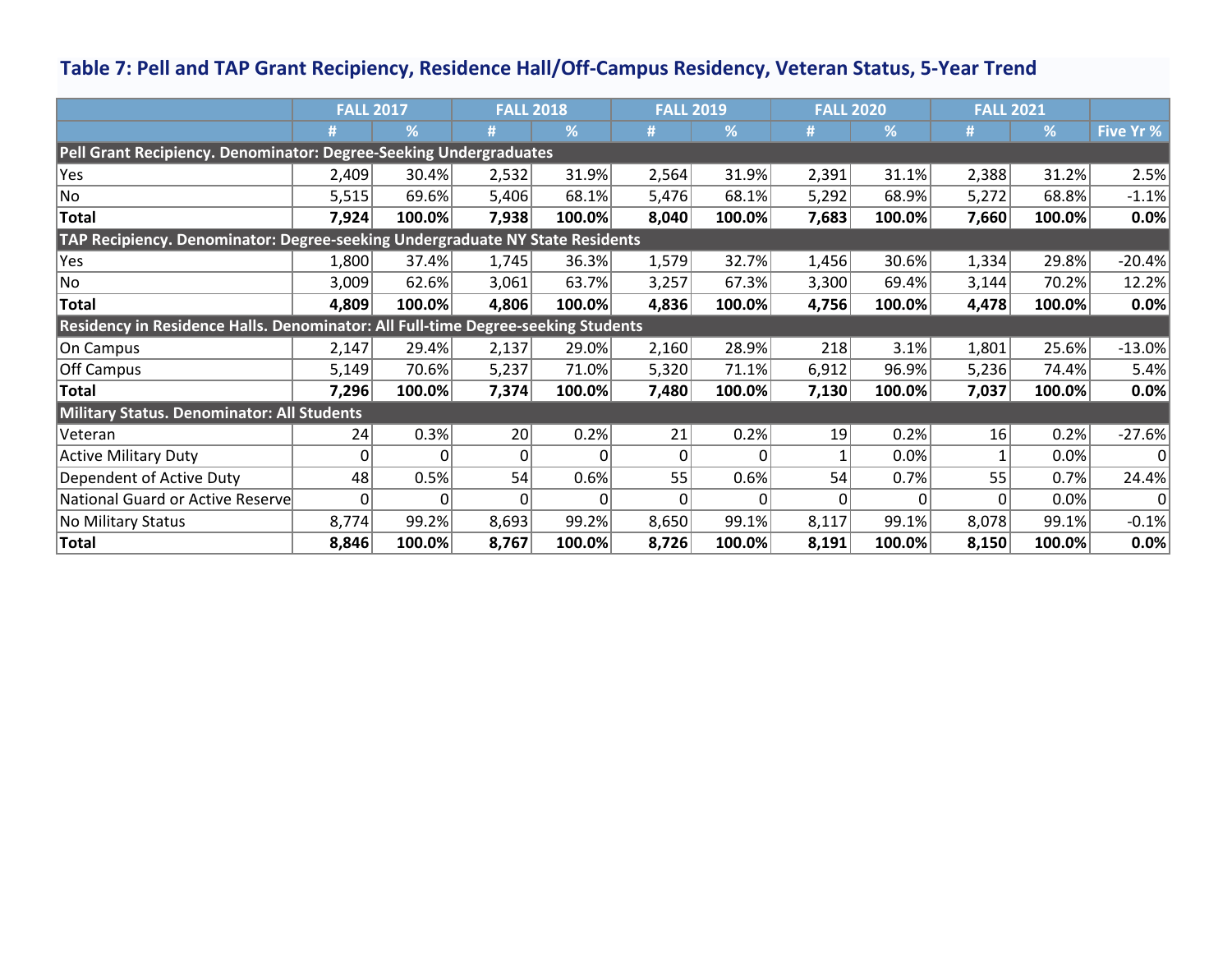### Table 7: Pell and TAP Grant Recipiency, Residence Hall/Off-Campus Residency, Veteran Status, 5-Year Trend

| | FALL 2017 | | FALL 2018 | | FALL 2019 | | FALL 2020 | | FALL 2021 | | |
|---|---|---|---|---|---|---|---|---|---|---|---|
| | # | % | # | % | # | % | # | % | # | % | Five Yr % |
| **Pell Grant Recipiency. Denominator: Degree-Seeking Undergraduates** | | | | | | | | | | | |
| Yes | 2,409 | 30.4% | 2,532 | 31.9% | 2,564 | 31.9% | 2,391 | 31.1% | 2,388 | 31.2% | 2.5% |
| No | 5,515 | 69.6% | 5,406 | 68.1% | 5,476 | 68.1% | 5,292 | 68.9% | 5,272 | 68.8% | -1.1% |
| **Total** | **7,924** | **100.0%** | **7,938** | **100.0%** | **8,040** | **100.0%** | **7,683** | **100.0%** | **7,660** | **100.0%** | **0.0%** |
| **TAP Recipiency. Denominator: Degree-seeking Undergraduate NY State Residents** | | | | | | | | | | | |
| Yes | 1,800 | 37.4% | 1,745 | 36.3% | 1,579 | 32.7% | 1,456 | 30.6% | 1,334 | 29.8% | -20.4% |
| No | 3,009 | 62.6% | 3,061 | 63.7% | 3,257 | 67.3% | 3,300 | 69.4% | 3,144 | 70.2% | 12.2% |
| **Total** | **4,809** | **100.0%** | **4,806** | **100.0%** | **4,836** | **100.0%** | **4,756** | **100.0%** | **4,478** | **100.0%** | **0.0%** |
| **Residency in Residence Halls. Denominator: All Full-time Degree-seeking Students** | | | | | | | | | | | |
| On Campus | 2,147 | 29.4% | 2,137 | 29.0% | 2,160 | 28.9% | 218 | 3.1% | 1,801 | 25.6% | -13.0% |
| Off Campus | 5,149 | 70.6% | 5,237 | 71.0% | 5,320 | 71.1% | 6,912 | 96.9% | 5,236 | 74.4% | 5.4% |
| **Total** | **7,296** | **100.0%** | **7,374** | **100.0%** | **7,480** | **100.0%** | **7,130** | **100.0%** | **7,037** | **100.0%** | **0.0%** |
| **Military Status. Denominator: All Students** | | | | | | | | | | | |
| Veteran | 24 | 0.3% | 20 | 0.2% | 21 | 0.2% | 19 | 0.2% | 16 | 0.2% | -27.6% |
| Active Military Duty | 0 | 0 | 0 | 0 | 0 | 0 | 1 | 0.0% | 1 | 0.0% | 0 |
| Dependent of Active Duty | 48 | 0.5% | 54 | 0.6% | 55 | 0.6% | 54 | 0.7% | 55 | 0.7% | 24.4% |
| National Guard or Active Reserve | 0 | 0 | 0 | 0 | 0 | 0 | 0 | 0 | 0 | 0.0% | 0 |
| No Military Status | 8,774 | 99.2% | 8,693 | 99.2% | 8,650 | 99.1% | 8,117 | 99.1% | 8,078 | 99.1% | -0.1% |
| **Total** | **8,846** | **100.0%** | **8,767** | **100.0%** | **8,726** | **100.0%** | **8,191** | **100.0%** | **8,150** | **100.0%** | **0.0%** |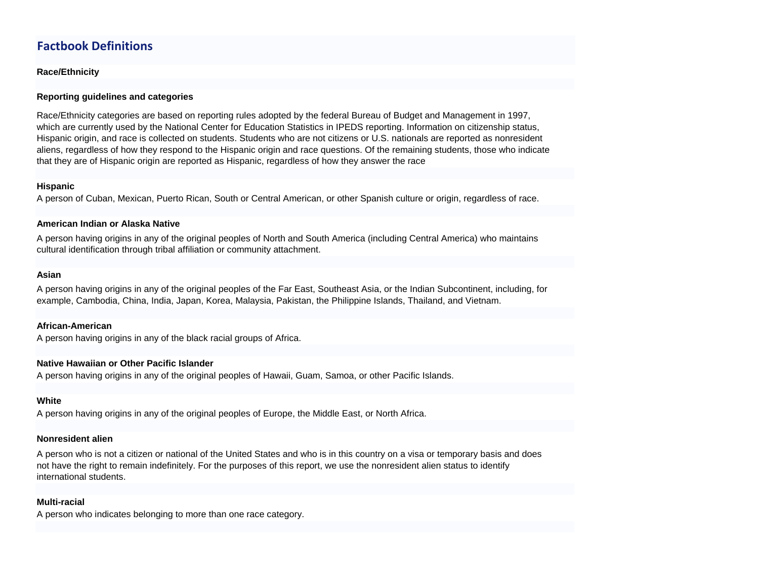# Factbook Definitions

**Race/Ethnicity**

**Reporting guidelines and categories**

Race/Ethnicity categories are based on reporting rules adopted by the federal Bureau of Budget and Management in 1997, which are currently used by the National Center for Education Statistics in IPEDS reporting. Information on citizenship status, Hispanic origin, and race is collected on students. Students who are not citizens or U.S. nationals are reported as nonresident aliens, regardless of how they respond to the Hispanic origin and race questions. Of the remaining students, those who indicate that they are of Hispanic origin are reported as Hispanic, regardless of how they answer the race

**Hispanic**

A person of Cuban, Mexican, Puerto Rican, South or Central American, or other Spanish culture or origin, regardless of race.

**American Indian or Alaska Native**

A person having origins in any of the original peoples of North and South America (including Central America) who maintains cultural identification through tribal affiliation or community attachment.

**Asian**

A person having origins in any of the original peoples of the Far East, Southeast Asia, or the Indian Subcontinent, including, for example, Cambodia, China, India, Japan, Korea, Malaysia, Pakistan, the Philippine Islands, Thailand, and Vietnam.

**African-American**

A person having origins in any of the black racial groups of Africa.

**Native Hawaiian or Other Pacific Islander**

A person having origins in any of the original peoples of Hawaii, Guam, Samoa, or other Pacific Islands.

**White**

A person having origins in any of the original peoples of Europe, the Middle East, or North Africa.

**Nonresident alien**

A person who is not a citizen or national of the United States and who is in this country on a visa or temporary basis and does not have the right to remain indefinitely. For the purposes of this report, we use the nonresident alien status to identify international students.

**Multi-racial**

A person who indicates belonging to more than one race category.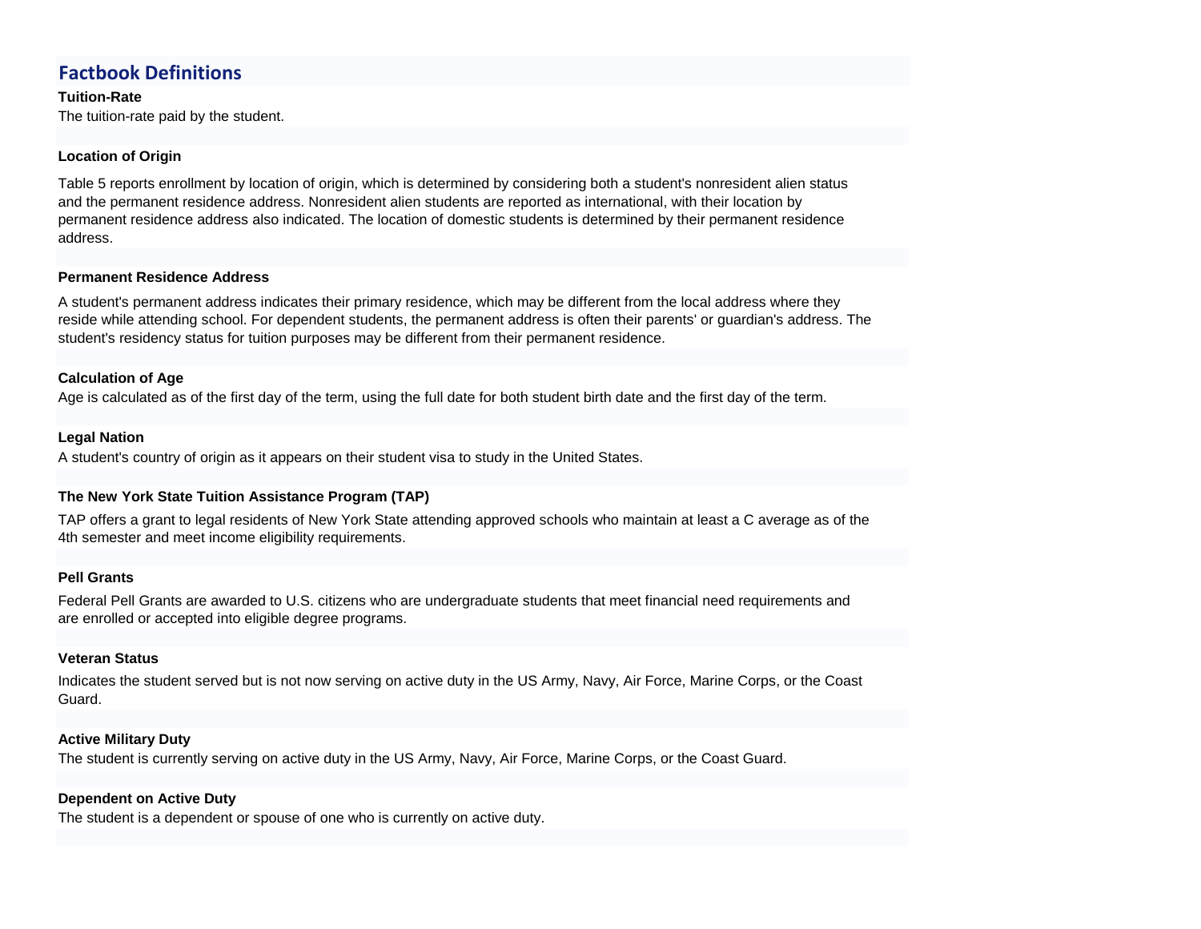## Factbook Definitions

**Tuition-Rate**

The tuition-rate paid by the student.

**Location of Origin**

Table 5 reports enrollment by location of origin, which is determined by considering both a student's nonresident alien status and the permanent residence address. Nonresident alien students are reported as international, with their location by permanent residence address also indicated. The location of domestic students is determined by their permanent residence address.

**Permanent Residence Address**

A student's permanent address indicates their primary residence, which may be different from the local address where they reside while attending school. For dependent students, the permanent address is often their parents' or guardian's address. The student's residency status for tuition purposes may be different from their permanent residence.

**Calculation of Age**

Age is calculated as of the first day of the term, using the full date for both student birth date and the first day of the term.

**Legal Nation**

A student's country of origin as it appears on their student visa to study in the United States.

**The New York State Tuition Assistance Program (TAP)**

TAP offers a grant to legal residents of New York State attending approved schools who maintain at least a C average as of the 4th semester and meet income eligibility requirements.

**Pell Grants**

Federal Pell Grants are awarded to U.S. citizens who are undergraduate students that meet financial need requirements and are enrolled or accepted into eligible degree programs.

**Veteran Status**

Indicates the student served but is not now serving on active duty in the US Army, Navy, Air Force, Marine Corps, or the Coast Guard.

**Active Military Duty**

The student is currently serving on active duty in the US Army, Navy, Air Force, Marine Corps, or the Coast Guard.

**Dependent on Active Duty**

The student is a dependent or spouse of one who is currently on active duty.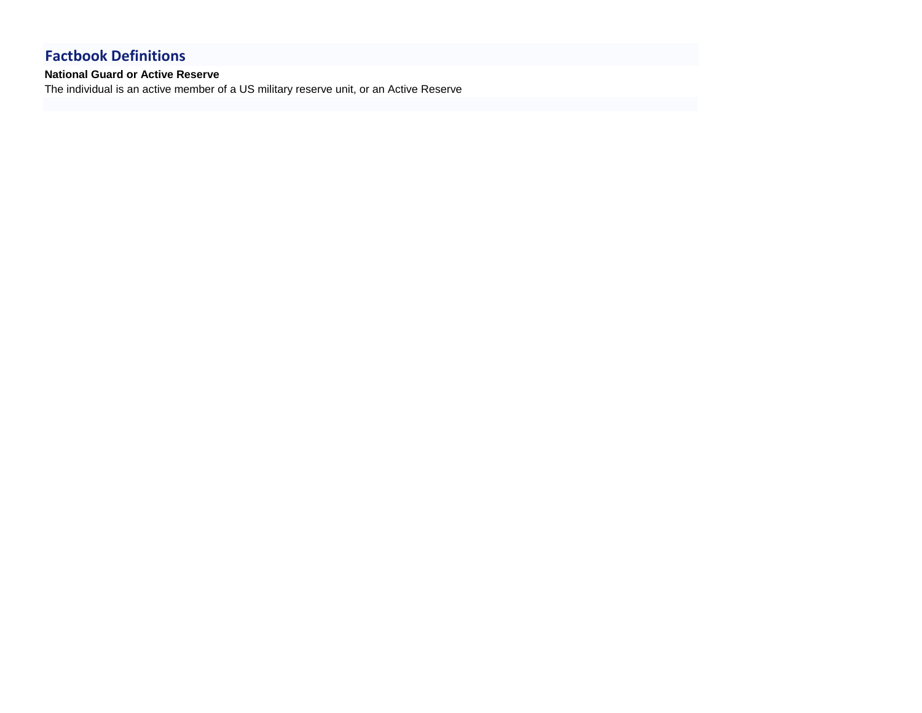## Factbook Definitions

**National Guard or Active Reserve**

The individual is an active member of a US military reserve unit, or an Active Reserve